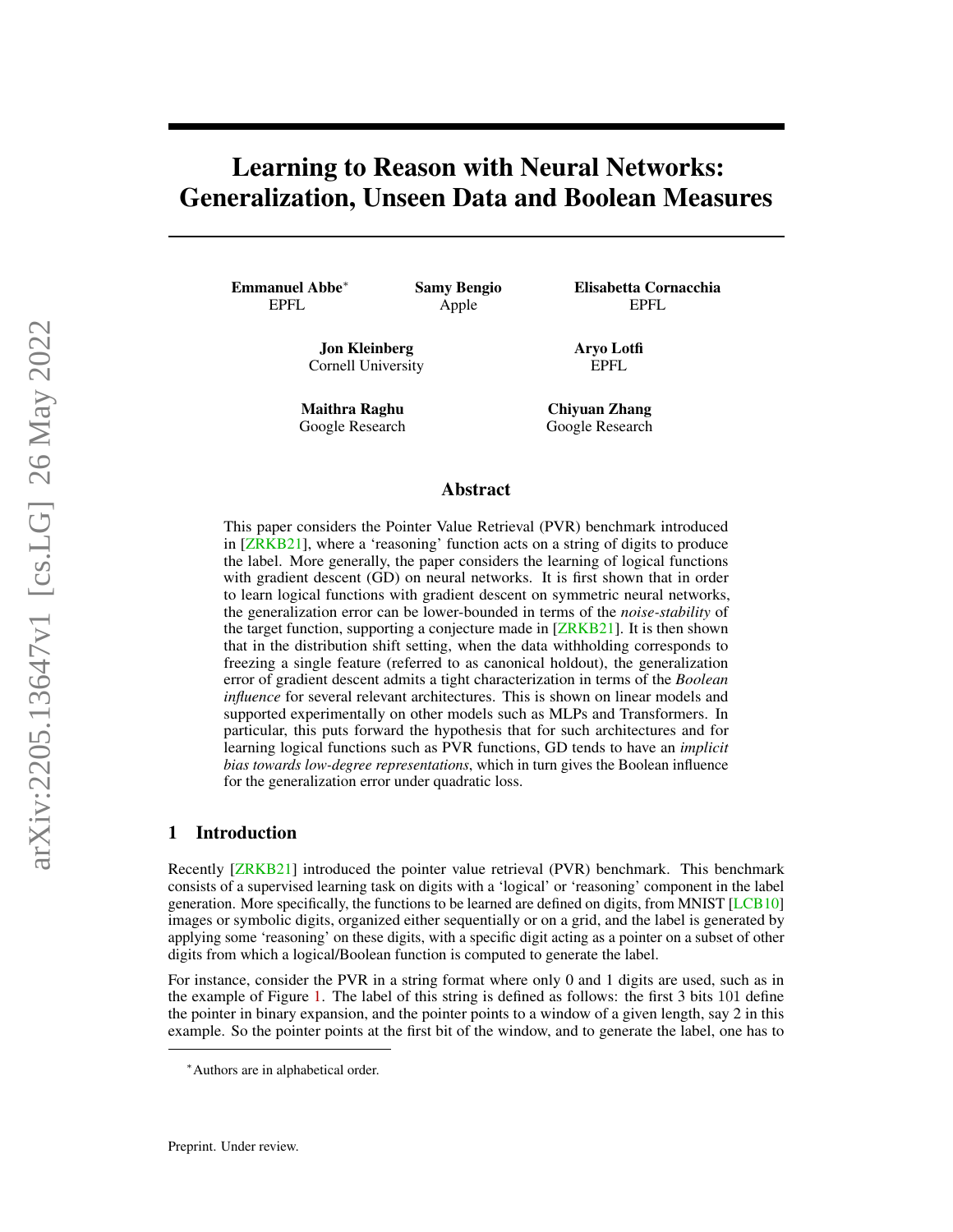# Learning to Reason with Neural Networks: Generalization, Unseen Data and Boolean Measures

**Emmanuel Abbe**[*]
EPFL

**Samy Bengio**
Apple

**Elisabetta Cornacchia**
EPFL

**Jon Kleinberg**
Cornell University

**Aryo Lotfi**
EPFL

**Maithra Raghu**
Google Research

**Chiyuan Zhang**
Google Research

## Abstract

This paper considers the Pointer Value Retrieval (PVR) benchmark introduced in [ZRKB21], where a 'reasoning' function acts on a string of digits to produce the label. More generally, the paper considers the learning of logical functions with gradient descent (GD) on neural networks. It is first shown that in order to learn logical functions with gradient descent on symmetric neural networks, the generalization error can be lower-bounded in terms of the *noise-stability* of the target function, supporting a conjecture made in [ZRKB21]. It is then shown that in the distribution shift setting, when the data withholding corresponds to freezing a single feature (referred to as canonical holdout), the generalization error of gradient descent admits a tight characterization in terms of the *Boolean influence* for several relevant architectures. This is shown on linear models and supported experimentally on other models such as MLPs and Transformers. In particular, this puts forward the hypothesis that for such architectures and for learning logical functions such as PVR functions, GD tends to have an *implicit bias towards low-degree representations*, which in turn gives the Boolean influence for the generalization error under quadratic loss.

## 1 Introduction

Recently [ZRKB21] introduced the pointer value retrieval (PVR) benchmark. This benchmark consists of a supervised learning task on digits with a 'logical' or 'reasoning' component in the label generation. More specifically, the functions to be learned are defined on digits, from MNIST [LCB10] images or symbolic digits, organized either sequentially or on a grid, and the label is generated by applying some 'reasoning' on these digits, with a specific digit acting as a pointer on a subset of other digits from which a logical/Boolean function is computed to generate the label.

For instance, consider the PVR in a string format where only 0 and 1 digits are used, such as in the example of Figure 1. The label of this string is defined as follows: the first 3 bits 101 define the pointer in binary expansion, and the pointer points to a window of a given length, say 2 in this example. So the pointer points at the first bit of the window, and to generate the label, one has to

[*]Authors are in alphabetical order.

Preprint. Under review.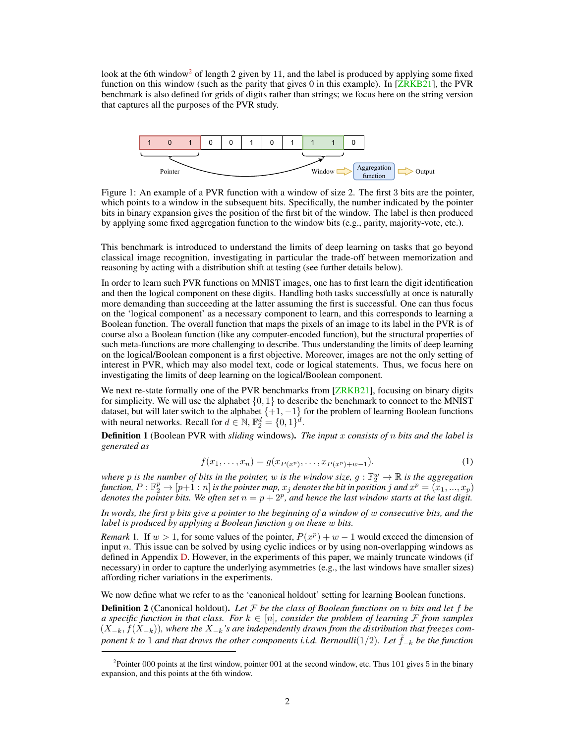look at the 6th window[2] of length 2 given by 11, and the label is produced by applying some fixed function on this window (such as the parity that gives 0 in this example). In [ZRKB21], the PVR benchmark is also defined for grids of digits rather than strings; we focus here on the string version that captures all the purposes of the PVR study.

Figure 1: An example of a PVR function with a window of size 2. The first 3 bits are the pointer, which points to a window in the subsequent bits. Specifically, the number indicated by the pointer bits in binary expansion gives the position of the first bit of the window. The label is then produced by applying some fixed aggregation function to the window bits (e.g., parity, majority-vote, etc.).

This benchmark is introduced to understand the limits of deep learning on tasks that go beyond classical image recognition, investigating in particular the trade-off between memorization and reasoning by acting with a distribution shift at testing (see further details below).

In order to learn such PVR functions on MNIST images, one has to first learn the digit identification and then the logical component on these digits. Handling both tasks successfully at once is naturally more demanding than succeeding at the latter assuming the first is successful. One can thus focus on the 'logical component' as a necessary component to learn, and this corresponds to learning a Boolean function. The overall function that maps the pixels of an image to its label in the PVR is of course also a Boolean function (like any computer-encoded function), but the structural properties of such meta-functions are more challenging to describe. Thus understanding the limits of deep learning on the logical/Boolean component is a first objective. Moreover, images are not the only setting of interest in PVR, which may also model text, code or logical statements. Thus, we focus here on investigating the limits of deep learning on the logical/Boolean component.

We next re-state formally one of the PVR benchmarks from [ZRKB21], focusing on binary digits for simplicity. We will use the alphabet $\{0, 1\}$ to describe the benchmark to connect to the MNIST dataset, but will later switch to the alphabet $\{+1, -1\}$ for the problem of learning Boolean functions with neural networks. Recall for $d \in \mathbb{N}$, $\mathbb{F}_2^d = \{0, 1\}^d$.

**Definition 1** (Boolean PVR with *sliding* windows)**.** *The input $x$ consists of $n$ bits and the label is generated as*

$$f(x_1, \ldots, x_n) = g(x_{P(x^p)}, \ldots, x_{P(x^p)+w-1}). \tag{1}$$

*where $p$ is the number of bits in the pointer, $w$ is the window size, $g : \mathbb{F}_2^w \to \mathbb{R}$ is the aggregation function, $P : \mathbb{F}_2^p \to [p+1 : n]$ is the pointer map, $x_j$ denotes the bit in position $j$ and $x^p = (x_1, ..., x_p)$ denotes the pointer bits. We often set $n = p + 2^p$, and hence the last window starts at the last digit.*

*In words, the first $p$ bits give a pointer to the beginning of a window of $w$ consecutive bits, and the label is produced by applying a Boolean function $g$ on these $w$ bits.*

*Remark* 1. If $w > 1$, for some values of the pointer, $P(x^p) + w - 1$ would exceed the dimension of input $n$. This issue can be solved by using cyclic indices or by using non-overlapping windows as defined in Appendix D. However, in the experiments of this paper, we mainly truncate windows (if necessary) in order to capture the underlying asymmetries (e.g., the last windows have smaller sizes) affording richer variations in the experiments.

We now define what we refer to as the 'canonical holdout' setting for learning Boolean functions.

**Definition 2** (Canonical holdout)**.** *Let $\mathcal{F}$ be the class of Boolean functions on $n$ bits and let $f$ be a specific function in that class. For $k \in [n]$, consider the problem of learning $\mathcal{F}$ from samples $(X_{-k}, f(X_{-k}))$, where the $X_{-k}$'s are independently drawn from the distribution that freezes component $k$ to 1 and that draws the other components i.i.d. Bernoulli$(1/2)$. Let $\tilde{f}_{-k}$ be the function*

[2] Pointer 000 points at the first window, pointer 001 at the second window, etc. Thus 101 gives 5 in the binary expansion, and this points at the 6th window.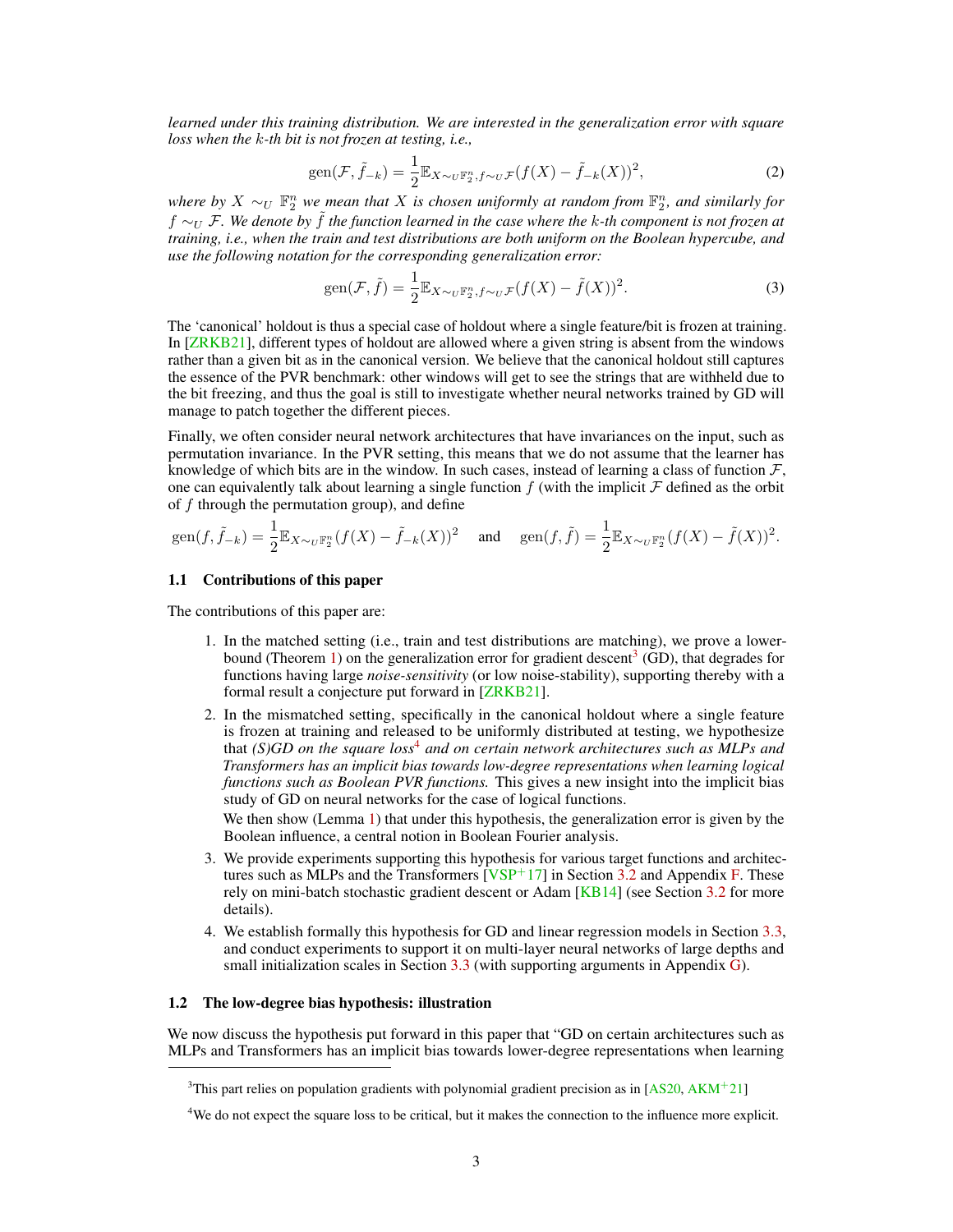*learned under this training distribution. We are interested in the generalization error with square loss when the $k$-th bit is not frozen at testing, i.e.,*

$$\mathrm{gen}(\mathcal{F}, \tilde{f}_{-k}) = \frac{1}{2}\mathbb{E}_{X \sim_U \mathbb{F}_2^n, f \sim_U \mathcal{F}}(f(X) - \tilde{f}_{-k}(X))^2, \tag{2}$$

*where by $X \sim_U \mathbb{F}_2^n$ we mean that $X$ is chosen uniformly at random from $\mathbb{F}_2^n$, and similarly for $f \sim_U \mathcal{F}$. We denote by $\tilde{f}$ the function learned in the case where the $k$-th component is not frozen at training, i.e., when the train and test distributions are both uniform on the Boolean hypercube, and use the following notation for the corresponding generalization error:*

$$\mathrm{gen}(\mathcal{F}, \tilde{f}) = \frac{1}{2}\mathbb{E}_{X \sim_U \mathbb{F}_2^n, f \sim_U \mathcal{F}}(f(X) - \tilde{f}(X))^2. \tag{3}$$

The 'canonical' holdout is thus a special case of holdout where a single feature/bit is frozen at training. In [ZRKB21], different types of holdout are allowed where a given string is absent from the windows rather than a given bit as in the canonical version. We believe that the canonical holdout still captures the essence of the PVR benchmark: other windows will get to see the strings that are withheld due to the bit freezing, and thus the goal is still to investigate whether neural networks trained by GD will manage to patch together the different pieces.

Finally, we often consider neural network architectures that have invariances on the input, such as permutation invariance. In the PVR setting, this means that we do not assume that the learner has knowledge of which bits are in the window. In such cases, instead of learning a class of function $\mathcal{F}$, one can equivalently talk about learning a single function $f$ (with the implicit $\mathcal{F}$ defined as the orbit of $f$ through the permutation group), and define

$$\mathrm{gen}(f, \tilde{f}_{-k}) = \frac{1}{2}\mathbb{E}_{X \sim_U \mathbb{F}_2^n}(f(X) - \tilde{f}_{-k}(X))^2 \quad \text{and} \quad \mathrm{gen}(f, \tilde{f}) = \frac{1}{2}\mathbb{E}_{X \sim_U \mathbb{F}_2^n}(f(X) - \tilde{f}(X))^2.$$

### 1.1 Contributions of this paper

The contributions of this paper are:

1. In the matched setting (i.e., train and test distributions are matching), we prove a lower-bound (Theorem 1) on the generalization error for gradient descent[3] (GD), that degrades for functions having large *noise-sensitivity* (or low noise-stability), supporting thereby with a formal result a conjecture put forward in [ZRKB21].
2. In the mismatched setting, specifically in the canonical holdout where a single feature is frozen at training and released to be uniformly distributed at testing, we hypothesize that *(S)GD on the square loss*[4] *and on certain network architectures such as MLPs and Transformers has an implicit bias towards low-degree representations when learning logical functions such as Boolean PVR functions.* This gives a new insight into the implicit bias study of GD on neural networks for the case of logical functions.

   We then show (Lemma 1) that under this hypothesis, the generalization error is given by the Boolean influence, a central notion in Boolean Fourier analysis.
3. We provide experiments supporting this hypothesis for various target functions and architectures such as MLPs and the Transformers [VSP+17] in Section 3.2 and Appendix F. These rely on mini-batch stochastic gradient descent or Adam [KB14] (see Section 3.2 for more details).
4. We establish formally this hypothesis for GD and linear regression models in Section 3.3, and conduct experiments to support it on multi-layer neural networks of large depths and small initialization scales in Section 3.3 (with supporting arguments in Appendix G).

### 1.2 The low-degree bias hypothesis: illustration

We now discuss the hypothesis put forward in this paper that "GD on certain architectures such as MLPs and Transformers has an implicit bias towards lower-degree representations when learning

[3] This part relies on population gradients with polynomial gradient precision as in [AS20, AKM+21]

[4] We do not expect the square loss to be critical, but it makes the connection to the influence more explicit.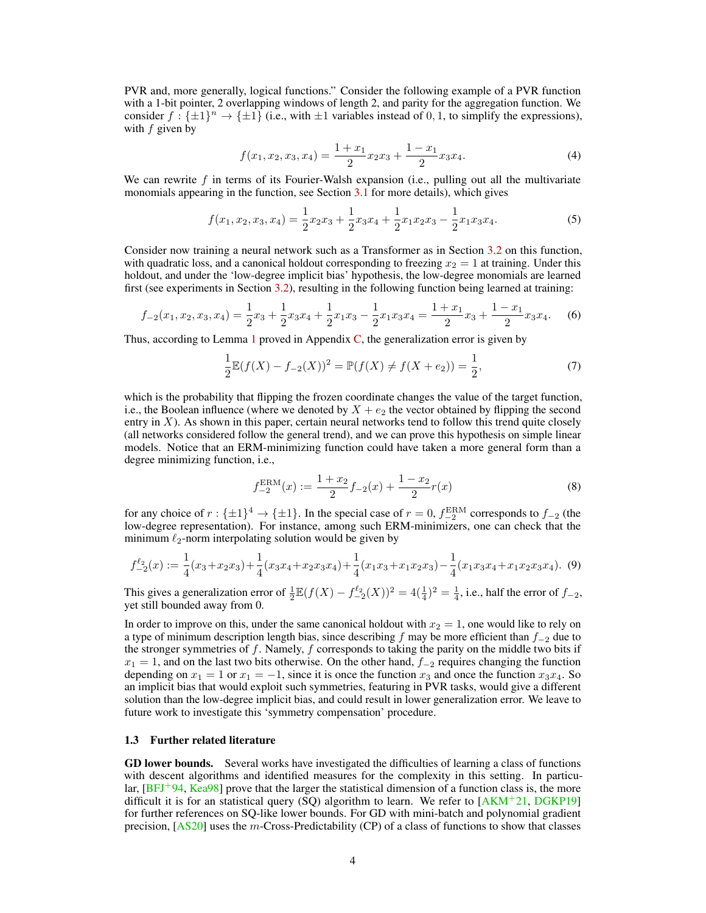PVR and, more generally, logical functions." Consider the following example of a PVR function with a 1-bit pointer, 2 overlapping windows of length 2, and parity for the aggregation function. We consider $f : \{\pm 1\}^n \to \{\pm 1\}$ (i.e., with $\pm 1$ variables instead of $0, 1$, to simplify the expressions), with $f$ given by

$$f(x_1, x_2, x_3, x_4) = \frac{1 + x_1}{2} x_2 x_3 + \frac{1 - x_1}{2} x_3 x_4. \tag{4}$$

We can rewrite $f$ in terms of its Fourier-Walsh expansion (i.e., pulling out all the multivariate monomials appearing in the function, see Section 3.1 for more details), which gives

$$f(x_1, x_2, x_3, x_4) = \frac{1}{2} x_2 x_3 + \frac{1}{2} x_3 x_4 + \frac{1}{2} x_1 x_2 x_3 - \frac{1}{2} x_1 x_3 x_4. \tag{5}$$

Consider now training a neural network such as a Transformer as in Section 3.2 on this function, with quadratic loss, and a canonical holdout corresponding to freezing $x_2 = 1$ at training. Under this holdout, and under the 'low-degree implicit bias' hypothesis, the low-degree monomials are learned first (see experiments in Section 3.2), resulting in the following function being learned at training:

$$f_{-2}(x_1, x_2, x_3, x_4) = \frac{1}{2} x_3 + \frac{1}{2} x_3 x_4 + \frac{1}{2} x_1 x_3 - \frac{1}{2} x_1 x_3 x_4 = \frac{1 + x_1}{2} x_3 + \frac{1 - x_1}{2} x_3 x_4. \tag{6}$$

Thus, according to Lemma 1 proved in Appendix C, the generalization error is given by

$$\frac{1}{2} \mathbb{E}(f(X) - f_{-2}(X))^2 = \mathbb{P}(f(X) \neq f(X + e_2)) = \frac{1}{2}, \tag{7}$$

which is the probability that flipping the frozen coordinate changes the value of the target function, i.e., the Boolean influence (where we denoted by $X + e_2$ the vector obtained by flipping the second entry in $X$). As shown in this paper, certain neural networks tend to follow this trend quite closely (all networks considered follow the general trend), and we can prove this hypothesis on simple linear models. Notice that an ERM-minimizing function could have taken a more general form than a degree minimizing function, i.e.,

$$f_{-2}^{\mathrm{ERM}}(x) := \frac{1 + x_2}{2} f_{-2}(x) + \frac{1 - x_2}{2} r(x) \tag{8}$$

for any choice of $r : \{\pm 1\}^4 \to \{\pm 1\}$. In the special case of $r = 0$, $f_{-2}^{\mathrm{ERM}}$ corresponds to $f_{-2}$ (the low-degree representation). For instance, among such ERM-minimizers, one can check that the minimum $\ell_2$-norm interpolating solution would be given by

$$f_{-2}^{\ell_2}(x) := \frac{1}{4}(x_3 + x_2 x_3) + \frac{1}{4}(x_3 x_4 + x_2 x_3 x_4) + \frac{1}{4}(x_1 x_3 + x_1 x_2 x_3) - \frac{1}{4}(x_1 x_3 x_4 + x_1 x_2 x_3 x_4). \tag{9}$$

This gives a generalization error of $\frac{1}{2} \mathbb{E}(f(X) - f_{-2}^{\ell_2}(X))^2 = 4(\frac{1}{4})^2 = \frac{1}{4}$, i.e., half the error of $f_{-2}$, yet still bounded away from 0.

In order to improve on this, under the same canonical holdout with $x_2 = 1$, one would like to rely on a type of minimum description length bias, since describing $f$ may be more efficient than $f_{-2}$ due to the stronger symmetries of $f$. Namely, $f$ corresponds to taking the parity on the middle two bits if $x_1 = 1$, and on the last two bits otherwise. On the other hand, $f_{-2}$ requires changing the function depending on $x_1 = 1$ or $x_1 = -1$, since it is once the function $x_3$ and once the function $x_3 x_4$. So an implicit bias that would exploit such symmetries, featuring in PVR tasks, would give a different solution than the low-degree implicit bias, and could result in lower generalization error. We leave to future work to investigate this 'symmetry compensation' procedure.

### 1.3 Further related literature

**GD lower bounds.** Several works have investigated the difficulties of learning a class of functions with descent algorithms and identified measures for the complexity in this setting. In particular, [BFJ+94, Kea98] prove that the larger the statistical dimension of a function class is, the more difficult it is for an statistical query (SQ) algorithm to learn. We refer to [AKM+21, DGKP19] for further references on SQ-like lower bounds. For GD with mini-batch and polynomial gradient precision, [AS20] uses the $m$-Cross-Predictability (CP) of a class of functions to show that classes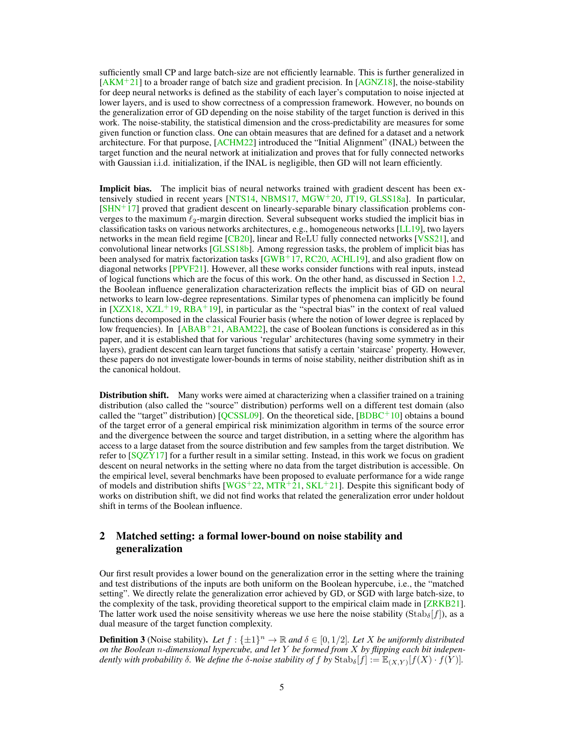sufficiently small CP and large batch-size are not efficiently learnable. This is further generalized in [AKM+21] to a broader range of batch size and gradient precision. In [AGNZ18], the noise-stability for deep neural networks is defined as the stability of each layer's computation to noise injected at lower layers, and is used to show correctness of a compression framework. However, no bounds on the generalization error of GD depending on the noise stability of the target function is derived in this work. The noise-stability, the statistical dimension and the cross-predictability are measures for some given function or function class. One can obtain measures that are defined for a dataset and a network architecture. For that purpose, [ACHM22] introduced the "Initial Alignment" (INAL) between the target function and the neural network at initialization and proves that for fully connected networks with Gaussian i.i.d. initialization, if the INAL is negligible, then GD will not learn efficiently.

**Implicit bias.** The implicit bias of neural networks trained with gradient descent has been extensively studied in recent years [NTS14, NBMS17, MGW+20, JT19, GLSS18a]. In particular, [SHN+17] proved that gradient descent on linearly-separable binary classification problems converges to the maximum $\ell_2$-margin direction. Several subsequent works studied the implicit bias in classification tasks on various networks architectures, e.g., homogeneous networks [LL19], two layers networks in the mean field regime [CB20], linear and $\mathrm{ReLU}$ fully connected networks [VSS21], and convolutional linear networks [GLSS18b]. Among regression tasks, the problem of implicit bias has been analysed for matrix factorization tasks [GWB+17, RC20, ACHL19], and also gradient flow on diagonal networks [PPVF21]. However, all these works consider functions with real inputs, instead of logical functions which are the focus of this work. On the other hand, as discussed in Section 1.2, the Boolean influence generalization characterization reflects the implicit bias of GD on neural networks to learn low-degree representations. Similar types of phenomena can implicitly be found in [XZX18, XZL+19, RBA+19], in particular as the "spectral bias" in the context of real valued functions decomposed in the classical Fourier basis (where the notion of lower degree is replaced by low frequencies). In [ABAB+21, ABAM22], the case of Boolean functions is considered as in this paper, and it is established that for various 'regular' architectures (having some symmetry in their layers), gradient descent can learn target functions that satisfy a certain 'staircase' property. However, these papers do not investigate lower-bounds in terms of noise stability, neither distribution shift as in the canonical holdout.

**Distribution shift.** Many works were aimed at characterizing when a classifier trained on a training distribution (also called the "source" distribution) performs well on a different test domain (also called the "target" distribution) [QCSSL09]. On the theoretical side, [BDBC+10] obtains a bound of the target error of a general empirical risk minimization algorithm in terms of the source error and the divergence between the source and target distribution, in a setting where the algorithm has access to a large dataset from the source distribution and few samples from the target distribution. We refer to [SQZY17] for a further result in a similar setting. Instead, in this work we focus on gradient descent on neural networks in the setting where no data from the target distribution is accessible. On the empirical level, several benchmarks have been proposed to evaluate performance for a wide range of models and distribution shifts [WGS+22, MTR+21, SKL+21]. Despite this significant body of works on distribution shift, we did not find works that related the generalization error under holdout shift in terms of the Boolean influence.

## 2 Matched setting: a formal lower-bound on noise stability and generalization

Our first result provides a lower bound on the generalization error in the setting where the training and test distributions of the inputs are both uniform on the Boolean hypercube, i.e., the "matched setting". We directly relate the generalization error achieved by GD, or SGD with large batch-size, to the complexity of the task, providing theoretical support to the empirical claim made in [ZRKB21]. The latter work used the noise sensitivity whereas we use here the noise stability ($\mathrm{Stab}_\delta[f]$), as a dual measure of the target function complexity.

**Definition 3** (Noise stability). *Let $f : \{\pm 1\}^n \to \mathbb{R}$ and $\delta \in [0, 1/2]$. Let $X$ be uniformly distributed on the Boolean $n$-dimensional hypercube, and let $Y$ be formed from $X$ by flipping each bit independently with probability $\delta$. We define the $\delta$-noise stability of $f$ by $\mathrm{Stab}_\delta[f] := \mathbb{E}_{(X,Y)}[f(X) \cdot f(Y)]$.*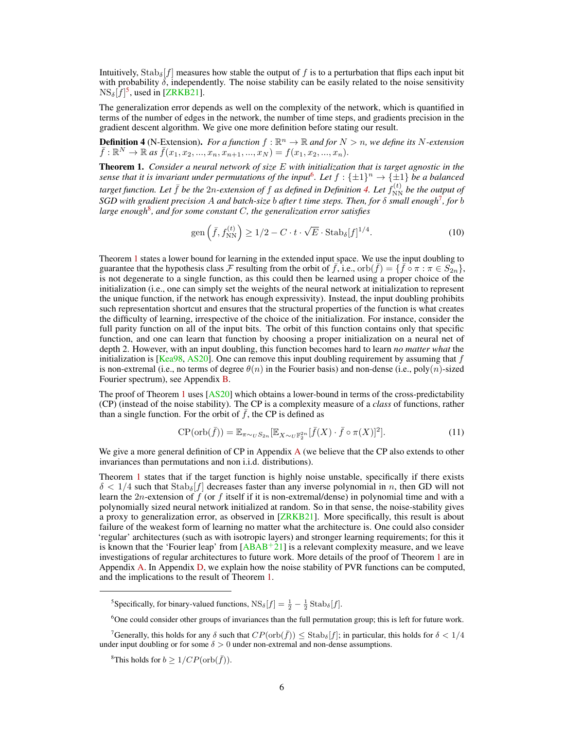Intuitively, $\mathrm{Stab}_\delta[f]$ measures how stable the output of $f$ is to a perturbation that flips each input bit with probability $\delta$, independently. The noise stability can be easily related to the noise sensitivity $\mathrm{NS}_\delta[f]$[5], used in [ZRKB21].

The generalization error depends as well on the complexity of the network, which is quantified in terms of the number of edges in the network, the number of time steps, and gradients precision in the gradient descent algorithm. We give one more definition before stating our result.

**Definition 4** (N-Extension). *For a function $f : \mathbb{R}^n \to \mathbb{R}$ and for $N > n$, we define its $N$-extension $\bar{f} : \mathbb{R}^N \to \mathbb{R}$ as $\bar{f}(x_1, x_2, ..., x_n, x_{n+1}, ..., x_N) = f(x_1, x_2, ..., x_n)$.*

**Theorem 1.** *Consider a neural network of size $E$ with initialization that is target agnostic in the sense that it is invariant under permutations of the input*[6]*. Let $f : \{\pm 1\}^n \to \{\pm 1\}$ be a balanced target function. Let $\bar{f}$ be the $2n$-extension of $f$ as defined in Definition 4. Let $f_{\mathrm{NN}}^{(t)}$ be the output of SGD with gradient precision $A$ and batch-size $b$ after $t$ time steps. Then, for $\delta$ small enough*[7]*, for $b$ large enough*[8]*, and for some constant $C$, the generalization error satisfies*

$$\mathrm{gen}\left(\bar{f}, f_{\mathrm{NN}}^{(t)}\right) \geq 1/2 - C \cdot t \cdot \sqrt{E} \cdot \mathrm{Stab}_\delta[f]^{1/4}. \tag{10}$$

Theorem 1 states a lower bound for learning in the extended input space. We use the input doubling to guarantee that the hypothesis class $\mathcal{F}$ resulting from the orbit of $\bar{f}$, i.e., $\mathrm{orb}(\bar{f}) = \{\bar{f} \circ \pi : \pi \in S_{2n}\}$, is not degenerate to a single function, as this could then be learned using a proper choice of the initialization (i.e., one can simply set the weights of the neural network at initialization to represent the unique function, if the network has enough expressivity). Instead, the input doubling prohibits such representation shortcut and ensures that the structural properties of the function is what creates the difficulty of learning, irrespective of the choice of the initialization. For instance, consider the full parity function on all of the input bits. The orbit of this function contains only that specific function, and one can learn that function by choosing a proper initialization on a neural net of depth 2. However, with an input doubling, this function becomes hard to learn *no matter what* the initialization is [Kea98, AS20]. One can remove this input doubling requirement by assuming that $f$ is non-extremal (i.e., no terms of degree $\theta(n)$ in the Fourier basis) and non-dense (i.e., poly($n$)-sized Fourier spectrum), see Appendix B.

The proof of Theorem 1 uses [AS20] which obtains a lower-bound in terms of the cross-predictability (CP) (instead of the noise stability). The CP is a complexity measure of a *class* of functions, rather than a single function. For the orbit of $\bar{f}$, the CP is defined as

$$\mathrm{CP}(\mathrm{orb}(\bar{f})) = \mathbb{E}_{\pi \sim_U S_{2n}}[\mathbb{E}_{X \sim_U \mathbb{F}_2^{2n}}[\bar{f}(X) \cdot \bar{f} \circ \pi(X)]^2]. \tag{11}$$

We give a more general definition of CP in Appendix A (we believe that the CP also extends to other invariances than permutations and non i.i.d. distributions).

Theorem 1 states that if the target function is highly noise unstable, specifically if there exists $\delta < 1/4$ such that $\mathrm{Stab}_\delta[f]$ decreases faster than any inverse polynomial in $n$, then GD will not learn the $2n$-extension of $f$ (or $f$ itself if it is non-extremal/dense) in polynomial time and with a polynomially sized neural network initialized at random. So in that sense, the noise-stability gives a proxy to generalization error, as observed in [ZRKB21]. More specifically, this result is about failure of the weakest form of learning no matter what the architecture is. One could also consider 'regular' architectures (such as with isotropic layers) and stronger learning requirements; for this it is known that the 'Fourier leap' from [ABAB+21] is a relevant complexity measure, and we leave investigations of regular architectures to future work. More details of the proof of Theorem 1 are in Appendix A. In Appendix D, we explain how the noise stability of PVR functions can be computed, and the implications to the result of Theorem 1.

---

[5] Specifically, for binary-valued functions, $\mathrm{NS}_\delta[f] = \frac{1}{2} - \frac{1}{2}\mathrm{Stab}_\delta[f]$.

[6] One could consider other groups of invariances than the full permutation group; this is left for future work.

[7] Generally, this holds for any $\delta$ such that $CP(\mathrm{orb}(\bar{f})) \leq \mathrm{Stab}_\delta[f]$; in particular, this holds for $\delta < 1/4$ under input doubling or for some $\delta > 0$ under non-extremal and non-dense assumptions.

[8] This holds for $b \geq 1/CP(\mathrm{orb}(\bar{f}))$.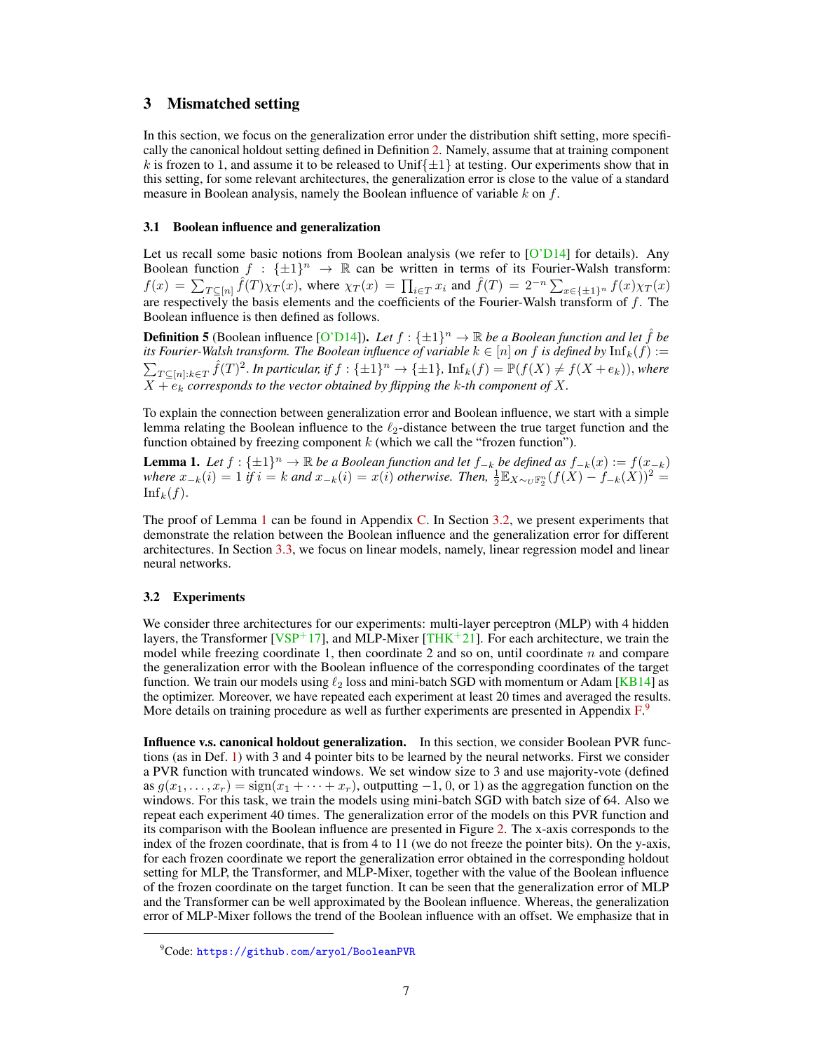## 3 Mismatched setting

In this section, we focus on the generalization error under the distribution shift setting, more specifically the canonical holdout setting defined in Definition 2. Namely, assume that at training component $k$ is frozen to 1, and assume it to be released to Unif$\{\pm 1\}$ at testing. Our experiments show that in this setting, for some relevant architectures, the generalization error is close to the value of a standard measure in Boolean analysis, namely the Boolean influence of variable $k$ on $f$.

### 3.1 Boolean influence and generalization

Let us recall some basic notions from Boolean analysis (we refer to [O'D14] for details). Any Boolean function $f : \{\pm 1\}^n \to \mathbb{R}$ can be written in terms of its Fourier-Walsh transform: $f(x) = \sum_{T \subseteq [n]} \hat{f}(T)\chi_T(x)$, where $\chi_T(x) = \prod_{i \in T} x_i$ and $\hat{f}(T) = 2^{-n} \sum_{x \in \{\pm 1\}^n} f(x)\chi_T(x)$ are respectively the basis elements and the coefficients of the Fourier-Walsh transform of $f$. The Boolean influence is then defined as follows.

**Definition 5** (Boolean influence [O'D14]). *Let $f : \{\pm 1\}^n \to \mathbb{R}$ be a Boolean function and let $\hat{f}$ be its Fourier-Walsh transform. The Boolean influence of variable $k \in [n]$ on $f$ is defined by $\mathrm{Inf}_k(f) := \sum_{T \subseteq [n]: k \in T} \hat{f}(T)^2$. In particular, if $f : \{\pm 1\}^n \to \{\pm 1\}$, $\mathrm{Inf}_k(f) = \mathbb{P}(f(X) \neq f(X + e_k))$, where $X + e_k$ corresponds to the vector obtained by flipping the $k$-th component of $X$.*

To explain the connection between generalization error and Boolean influence, we start with a simple lemma relating the Boolean influence to the $\ell_2$-distance between the true target function and the function obtained by freezing component $k$ (which we call the "frozen function").

**Lemma 1.** *Let $f : \{\pm 1\}^n \to \mathbb{R}$ be a Boolean function and let $f_{-k}$ be defined as $f_{-k}(x) := f(x_{-k})$ where $x_{-k}(i) = 1$ if $i = k$ and $x_{-k}(i) = x(i)$ otherwise. Then, $\frac{1}{2}\mathbb{E}_{X \sim_U \mathbb{F}_2^n}(f(X) - f_{-k}(X))^2 = \mathrm{Inf}_k(f)$.*

The proof of Lemma 1 can be found in Appendix C. In Section 3.2, we present experiments that demonstrate the relation between the Boolean influence and the generalization error for different architectures. In Section 3.3, we focus on linear models, namely, linear regression model and linear neural networks.

### 3.2 Experiments

We consider three architectures for our experiments: multi-layer perceptron (MLP) with 4 hidden layers, the Transformer [VSP+17], and MLP-Mixer [THK+21]. For each architecture, we train the model while freezing coordinate 1, then coordinate 2 and so on, until coordinate $n$ and compare the generalization error with the Boolean influence of the corresponding coordinates of the target function. We train our models using $\ell_2$ loss and mini-batch SGD with momentum or Adam [KB14] as the optimizer. Moreover, we have repeated each experiment at least 20 times and averaged the results. More details on training procedure as well as further experiments are presented in Appendix F.[9]

**Influence v.s. canonical holdout generalization.** In this section, we consider Boolean PVR functions (as in Def. 1) with 3 and 4 pointer bits to be learned by the neural networks. First we consider a PVR function with truncated windows. We set window size to 3 and use majority-vote (defined as $g(x_1, \ldots, x_r) = \mathrm{sign}(x_1 + \cdots + x_r)$, outputting $-1$, 0, or 1) as the aggregation function on the windows. For this task, we train the models using mini-batch SGD with batch size of 64. Also we repeat each experiment 40 times. The generalization error of the models on this PVR function and its comparison with the Boolean influence are presented in Figure 2. The x-axis corresponds to the index of the frozen coordinate, that is from 4 to 11 (we do not freeze the pointer bits). On the y-axis, for each frozen coordinate we report the generalization error obtained in the corresponding holdout setting for MLP, the Transformer, and MLP-Mixer, together with the value of the Boolean influence of the frozen coordinate on the target function. It can be seen that the generalization error of MLP and the Transformer can be well approximated by the Boolean influence. Whereas, the generalization error of MLP-Mixer follows the trend of the Boolean influence with an offset. We emphasize that in

[9] Code: https://github.com/aryol/BooleanPVR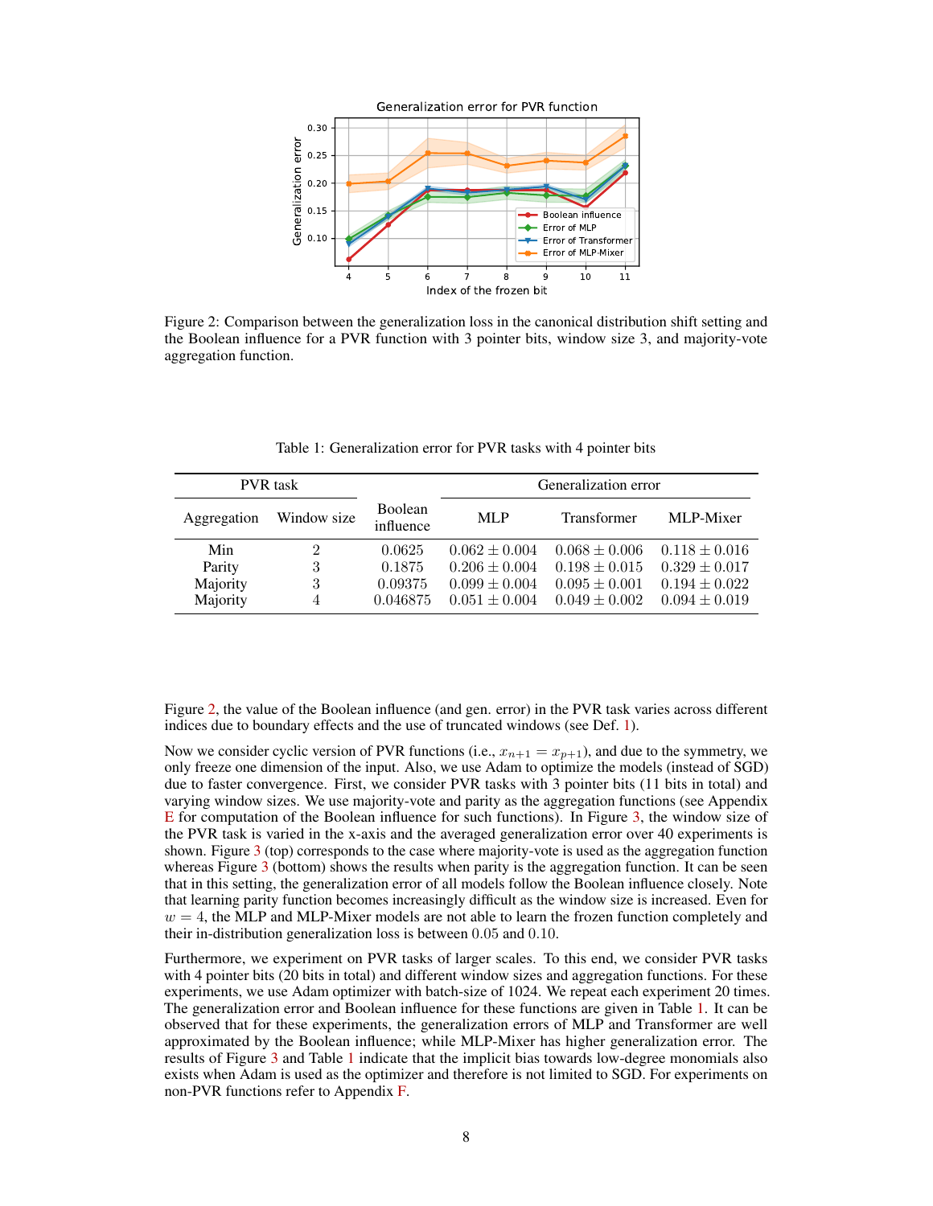Figure 2: Comparison between the generalization loss in the canonical distribution shift setting and the Boolean influence for a PVR function with 3 pointer bits, window size 3, and majority-vote aggregation function.

Table 1: Generalization error for PVR tasks with 4 pointer bits

| PVR task | | Boolean influence | Generalization error | | |
|---|---|---|---|---|---|
| Aggregation | Window size | | MLP | Transformer | MLP-Mixer |
| Min | 2 | 0.0625 | $0.062 \pm 0.004$ | $0.068 \pm 0.006$ | $0.118 \pm 0.016$ |
| Parity | 3 | 0.1875 | $0.206 \pm 0.004$ | $0.198 \pm 0.015$ | $0.329 \pm 0.017$ |
| Majority | 3 | 0.09375 | $0.099 \pm 0.004$ | $0.095 \pm 0.001$ | $0.194 \pm 0.022$ |
| Majority | 4 | 0.046875 | $0.051 \pm 0.004$ | $0.049 \pm 0.002$ | $0.094 \pm 0.019$ |

Figure 2, the value of the Boolean influence (and gen. error) in the PVR task varies across different indices due to boundary effects and the use of truncated windows (see Def. 1).

Now we consider cyclic version of PVR functions (i.e., $x_{n+1} = x_{p+1}$), and due to the symmetry, we only freeze one dimension of the input. Also, we use Adam to optimize the models (instead of SGD) due to faster convergence. First, we consider PVR tasks with 3 pointer bits (11 bits in total) and varying window sizes. We use majority-vote and parity as the aggregation functions (see Appendix E for computation of the Boolean influence for such functions). In Figure 3, the window size of the PVR task is varied in the x-axis and the averaged generalization error over 40 experiments is shown. Figure 3 (top) corresponds to the case where majority-vote is used as the aggregation function whereas Figure 3 (bottom) shows the results when parity is the aggregation function. It can be seen that in this setting, the generalization error of all models follow the Boolean influence closely. Note that learning parity function becomes increasingly difficult as the window size is increased. Even for $w = 4$, the MLP and MLP-Mixer models are not able to learn the frozen function completely and their in-distribution generalization loss is between 0.05 and 0.10.

Furthermore, we experiment on PVR tasks of larger scales. To this end, we consider PVR tasks with 4 pointer bits (20 bits in total) and different window sizes and aggregation functions. For these experiments, we use Adam optimizer with batch-size of 1024. We repeat each experiment 20 times. The generalization error and Boolean influence for these functions are given in Table 1. It can be observed that for these experiments, the generalization errors of MLP and Transformer are well approximated by the Boolean influence; while MLP-Mixer has higher generalization error. The results of Figure 3 and Table 1 indicate that the implicit bias towards low-degree monomials also exists when Adam is used as the optimizer and therefore is not limited to SGD. For experiments on non-PVR functions refer to Appendix F.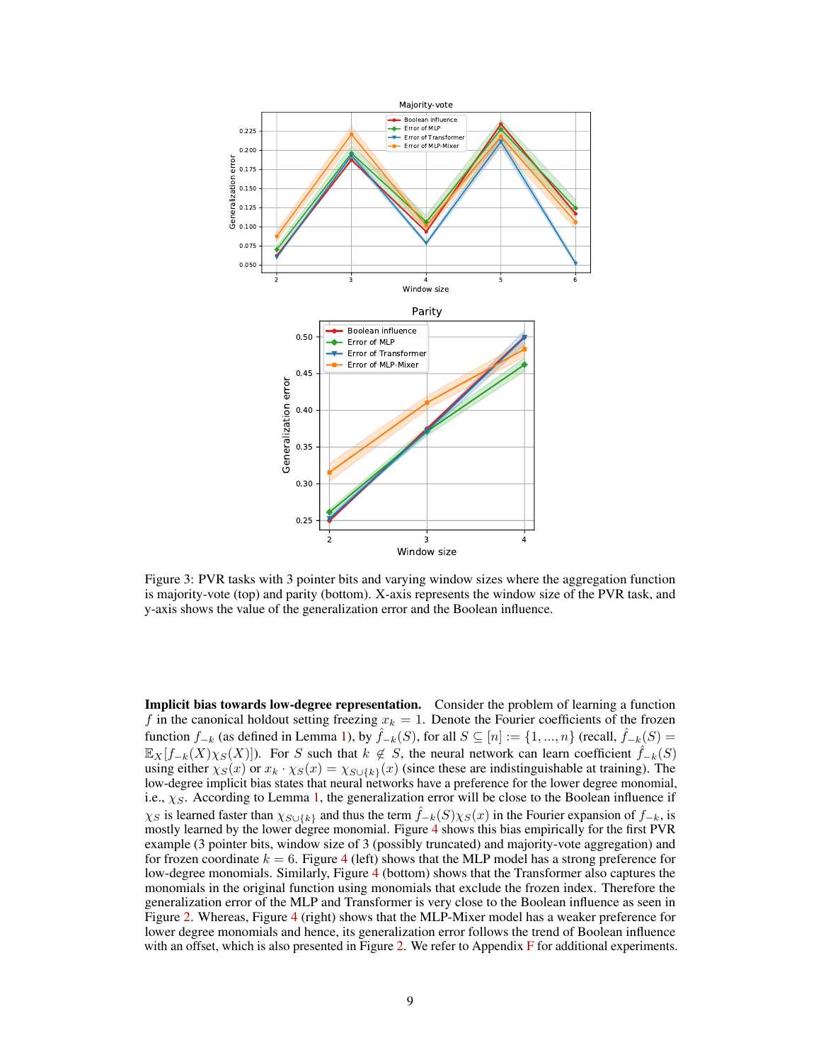Figure 3: PVR tasks with 3 pointer bits and varying window sizes where the aggregation function is majority-vote (top) and parity (bottom). X-axis represents the window size of the PVR task, and y-axis shows the value of the generalization error and the Boolean influence.

**Implicit bias towards low-degree representation.** Consider the problem of learning a function $f$ in the canonical holdout setting freezing $x_k = 1$. Denote the Fourier coefficients of the frozen function $f_{-k}$ (as defined in Lemma 1), by $\hat{f}_{-k}(S)$, for all $S \subseteq [n] := \{1, ..., n\}$ (recall, $\hat{f}_{-k}(S) = \mathbb{E}_X[f_{-k}(X)\chi_S(X)]$). For $S$ such that $k \notin S$, the neural network can learn coefficient $\hat{f}_{-k}(S)$ using either $\chi_S(x)$ or $x_k \cdot \chi_S(x) = \chi_{S \cup \{k\}}(x)$ (since these are indistinguishable at training). The low-degree implicit bias states that neural networks have a preference for the lower degree monomial, i.e., $\chi_S$. According to Lemma 1, the generalization error will be close to the Boolean influence if $\chi_S$ is learned faster than $\chi_{S \cup \{k\}}$ and thus the term $\hat{f}_{-k}(S)\chi_S(x)$ in the Fourier expansion of $f_{-k}$, is mostly learned by the lower degree monomial. Figure 4 shows this bias empirically for the first PVR example (3 pointer bits, window size of 3 (possibly truncated) and majority-vote aggregation) and for frozen coordinate $k = 6$. Figure 4 (left) shows that the MLP model has a strong preference for low-degree monomials. Similarly, Figure 4 (bottom) shows that the Transformer model also captures the monomials in the original function using monomials that exclude the frozen index. Therefore the generalization error of the MLP and Transformer is very close to the Boolean influence as seen in Figure 2. Whereas, Figure 4 (right) shows that the MLP-Mixer model has a weaker preference for lower degree monomials and hence, its generalization error follows the trend of Boolean influence with an offset, which is also presented in Figure 2. We refer to Appendix F for additional experiments.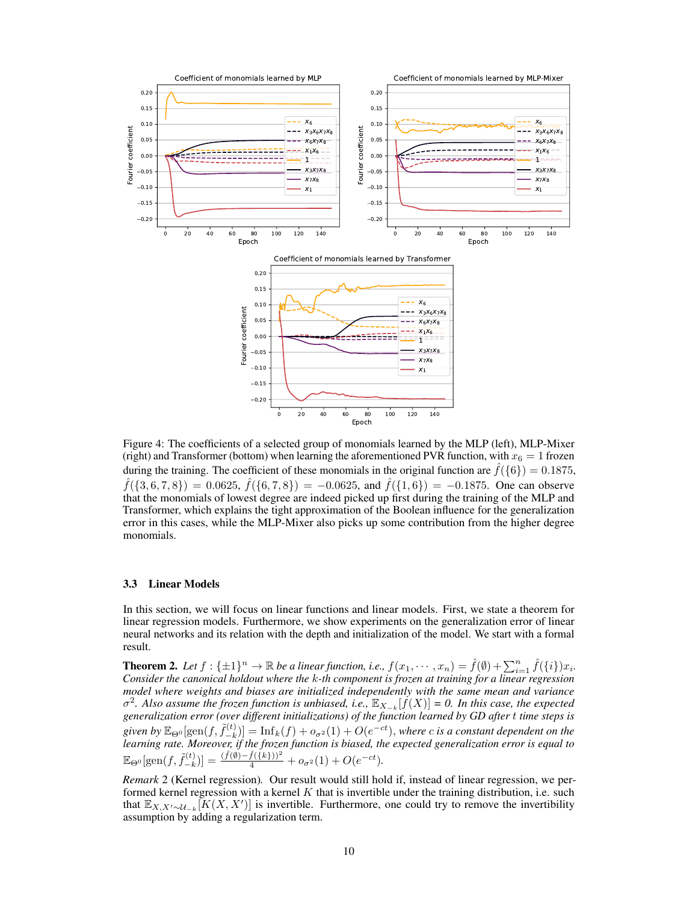Figure 4: The coefficients of a selected group of monomials learned by the MLP (left), MLP-Mixer (right) and Transformer (bottom) when learning the aforementioned PVR function, with $x_6 = 1$ frozen during the training. The coefficient of these monomials in the original function are $\hat{f}(\{6\}) = 0.1875$, $\hat{f}(\{3, 6, 7, 8\}) = 0.0625$, $\hat{f}(\{6, 7, 8\}) = -0.0625$, and $\hat{f}(\{1, 6\}) = -0.1875$. One can observe that the monomials of lowest degree are indeed picked up first during the training of the MLP and Transformer, which explains the tight approximation of the Boolean influence for the generalization error in this cases, while the MLP-Mixer also picks up some contribution from the higher degree monomials.

### 3.3 Linear Models

In this section, we will focus on linear functions and linear models. First, we state a theorem for linear regression models. Furthermore, we show experiments on the generalization error of linear neural networks and its relation with the depth and initialization of the model. We start with a formal result.

**Theorem 2.** *Let $f : \{\pm 1\}^n \to \mathbb{R}$ be a linear function, i.e., $f(x_1, \cdots, x_n) = \hat{f}(\emptyset) + \sum_{i=1}^{n} \hat{f}(\{i\})x_i$. Consider the canonical holdout where the $k$-th component is frozen at training for a linear regression model where weights and biases are initialized independently with the same mean and variance $\sigma^2$. Also assume the frozen function is unbiased, i.e., $\mathbb{E}_{X_{-k}}[f(X)] = 0$. In this case, the expected generalization error (over different initializations) of the function learned by GD after $t$ time steps is given by $\mathbb{E}_{\Theta^0}[\text{gen}(f, \tilde{f}^{(t)}_{-k})] = \text{Inf}_k(f) + o_{\sigma^2}(1) + O(e^{-ct})$, where $c$ is a constant dependent on the learning rate. Moreover, if the frozen function is biased, the expected generalization error is equal to $\mathbb{E}_{\Theta^0}[\text{gen}(f, \tilde{f}^{(t)}_{-k})] = \frac{(\hat{f}(\emptyset) - \hat{f}(\{k\}))^2}{4} + o_{\sigma^2}(1) + O(e^{-ct})$.*

*Remark* 2 (Kernel regression). Our result would still hold if, instead of linear regression, we performed kernel regression with a kernel $K$ that is invertible under the training distribution, i.e. such that $\mathbb{E}_{X,X' \sim \mathcal{U}_{-k}}[K(X, X')]$ is invertible. Furthermore, one could try to remove the invertibility assumption by adding a regularization term.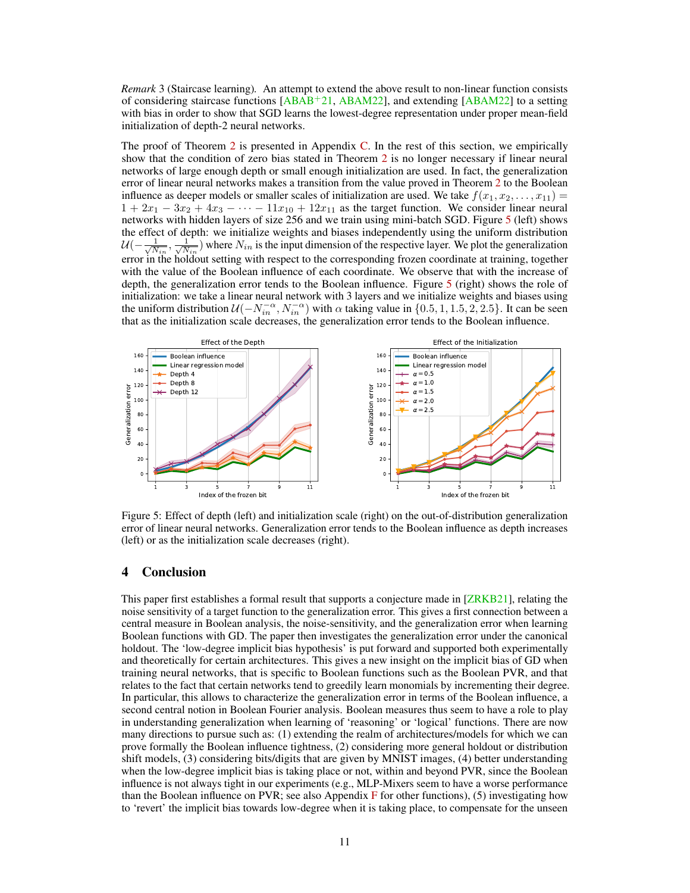*Remark* 3 (Staircase learning). An attempt to extend the above result to non-linear function consists of considering staircase functions [ABAB+21, ABAM22], and extending [ABAM22] to a setting with bias in order to show that SGD learns the lowest-degree representation under proper mean-field initialization of depth-2 neural networks.

The proof of Theorem 2 is presented in Appendix C. In the rest of this section, we empirically show that the condition of zero bias stated in Theorem 2 is no longer necessary if linear neural networks of large enough depth or small enough initialization are used. In fact, the generalization error of linear neural networks makes a transition from the value proved in Theorem 2 to the Boolean influence as deeper models or smaller scales of initialization are used. We take $f(x_1, x_2, \ldots, x_{11}) = 1 + 2x_1 - 3x_2 + 4x_3 - \cdots - 11x_{10} + 12x_{11}$ as the target function. We consider linear neural networks with hidden layers of size 256 and we train using mini-batch SGD. Figure 5 (left) shows the effect of depth: we initialize weights and biases independently using the uniform distribution $\mathcal{U}(-\frac{1}{\sqrt{N_{in}}}, \frac{1}{\sqrt{N_{in}}})$ where $N_{in}$ is the input dimension of the respective layer. We plot the generalization error in the holdout setting with respect to the corresponding frozen coordinate at training, together with the value of the Boolean influence of each coordinate. We observe that with the increase of depth, the generalization error tends to the Boolean influence. Figure 5 (right) shows the role of initialization: we take a linear neural network with 3 layers and we initialize weights and biases using the uniform distribution $\mathcal{U}(-N_{in}^{-\alpha}, N_{in}^{-\alpha})$ with $\alpha$ taking value in $\{0.5, 1, 1.5, 2, 2.5\}$. It can be seen that as the initialization scale decreases, the generalization error tends to the Boolean influence.

Figure 5: Effect of depth (left) and initialization scale (right) on the out-of-distribution generalization error of linear neural networks. Generalization error tends to the Boolean influence as depth increases (left) or as the initialization scale decreases (right).

# 4 Conclusion

This paper first establishes a formal result that supports a conjecture made in [ZRKB21], relating the noise sensitivity of a target function to the generalization error. This gives a first connection between a central measure in Boolean analysis, the noise-sensitivity, and the generalization error when learning Boolean functions with GD. The paper then investigates the generalization error under the canonical holdout. The 'low-degree implicit bias hypothesis' is put forward and supported both experimentally and theoretically for certain architectures. This gives a new insight on the implicit bias of GD when training neural networks, that is specific to Boolean functions such as the Boolean PVR, and that relates to the fact that certain networks tend to greedily learn monomials by incrementing their degree. In particular, this allows to characterize the generalization error in terms of the Boolean influence, a second central notion in Boolean Fourier analysis. Boolean measures thus seem to have a role to play in understanding generalization when learning 'reasoning' or 'logical' functions. There are now many directions to pursue such as: (1) extending the realm of architectures/models for which we can prove formally the Boolean influence tightness, (2) considering more general holdout or distribution shift models, (3) considering bits/digits that are given by MNIST images, (4) better understanding when the low-degree implicit bias is taking place or not, within and beyond PVR, since the Boolean influence is not always tight in our experiments (e.g., MLP-Mixers seem to have a worse performance than the Boolean influence on PVR; see also Appendix F for other functions), (5) investigating how to 'revert' the implicit bias towards low-degree when it is taking place, to compensate for the unseen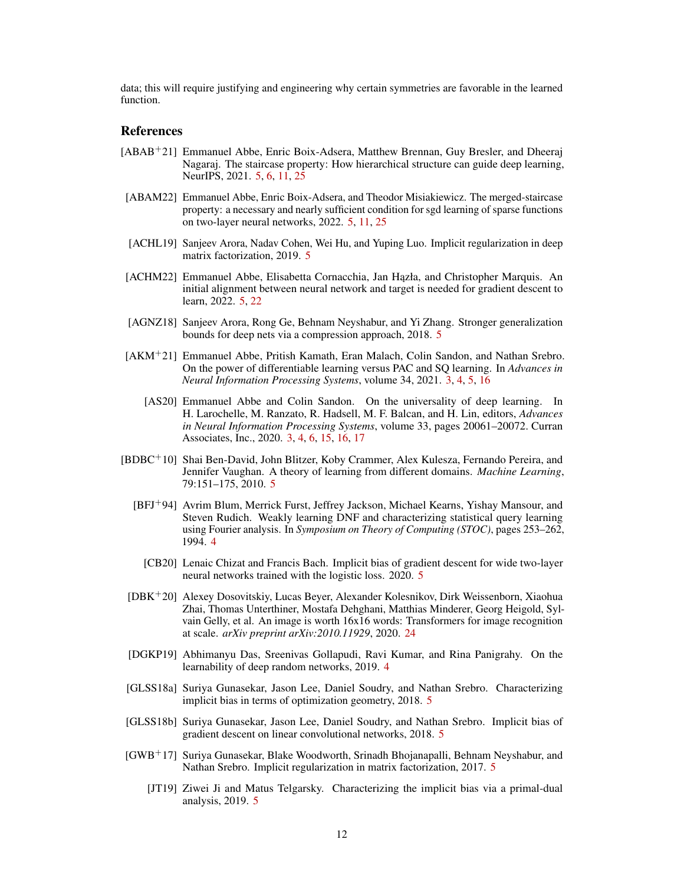data; this will require justifying and engineering why certain symmetries are favorable in the learned function.

## References

[ABAB+21] Emmanuel Abbe, Enric Boix-Adsera, Matthew Brennan, Guy Bresler, and Dheeraj Nagaraj. The staircase property: How hierarchical structure can guide deep learning, NeurIPS, 2021. 5, 6, 11, 25

[ABAM22] Emmanuel Abbe, Enric Boix-Adsera, and Theodor Misiakiewicz. The merged-staircase property: a necessary and nearly sufficient condition for sgd learning of sparse functions on two-layer neural networks, 2022. 5, 11, 25

[ACHL19] Sanjeev Arora, Nadav Cohen, Wei Hu, and Yuping Luo. Implicit regularization in deep matrix factorization, 2019. 5

[ACHM22] Emmanuel Abbe, Elisabetta Cornacchia, Jan Hązła, and Christopher Marquis. An initial alignment between neural network and target is needed for gradient descent to learn, 2022. 5, 22

[AGNZ18] Sanjeev Arora, Rong Ge, Behnam Neyshabur, and Yi Zhang. Stronger generalization bounds for deep nets via a compression approach, 2018. 5

[AKM+21] Emmanuel Abbe, Pritish Kamath, Eran Malach, Colin Sandon, and Nathan Srebro. On the power of differentiable learning versus PAC and SQ learning. In *Advances in Neural Information Processing Systems*, volume 34, 2021. 3, 4, 5, 16

[AS20] Emmanuel Abbe and Colin Sandon. On the universality of deep learning. In H. Larochelle, M. Ranzato, R. Hadsell, M. F. Balcan, and H. Lin, editors, *Advances in Neural Information Processing Systems*, volume 33, pages 20061–20072. Curran Associates, Inc., 2020. 3, 4, 6, 15, 16, 17

[BDBC+10] Shai Ben-David, John Blitzer, Koby Crammer, Alex Kulesza, Fernando Pereira, and Jennifer Vaughan. A theory of learning from different domains. *Machine Learning*, 79:151–175, 2010. 5

[BFJ+94] Avrim Blum, Merrick Furst, Jeffrey Jackson, Michael Kearns, Yishay Mansour, and Steven Rudich. Weakly learning DNF and characterizing statistical query learning using Fourier analysis. In *Symposium on Theory of Computing (STOC)*, pages 253–262, 1994. 4

[CB20] Lenaic Chizat and Francis Bach. Implicit bias of gradient descent for wide two-layer neural networks trained with the logistic loss. 2020. 5

[DBK+20] Alexey Dosovitskiy, Lucas Beyer, Alexander Kolesnikov, Dirk Weissenborn, Xiaohua Zhai, Thomas Unterthiner, Mostafa Dehghani, Matthias Minderer, Georg Heigold, Sylvain Gelly, et al. An image is worth 16x16 words: Transformers for image recognition at scale. *arXiv preprint arXiv:2010.11929*, 2020. 24

[DGKP19] Abhimanyu Das, Sreenivas Gollapudi, Ravi Kumar, and Rina Panigrahy. On the learnability of deep random networks, 2019. 4

[GLSS18a] Suriya Gunasekar, Jason Lee, Daniel Soudry, and Nathan Srebro. Characterizing implicit bias in terms of optimization geometry, 2018. 5

[GLSS18b] Suriya Gunasekar, Jason Lee, Daniel Soudry, and Nathan Srebro. Implicit bias of gradient descent on linear convolutional networks, 2018. 5

[GWB+17] Suriya Gunasekar, Blake Woodworth, Srinadh Bhojanapalli, Behnam Neyshabur, and Nathan Srebro. Implicit regularization in matrix factorization, 2017. 5

[JT19] Ziwei Ji and Matus Telgarsky. Characterizing the implicit bias via a primal-dual analysis, 2019. 5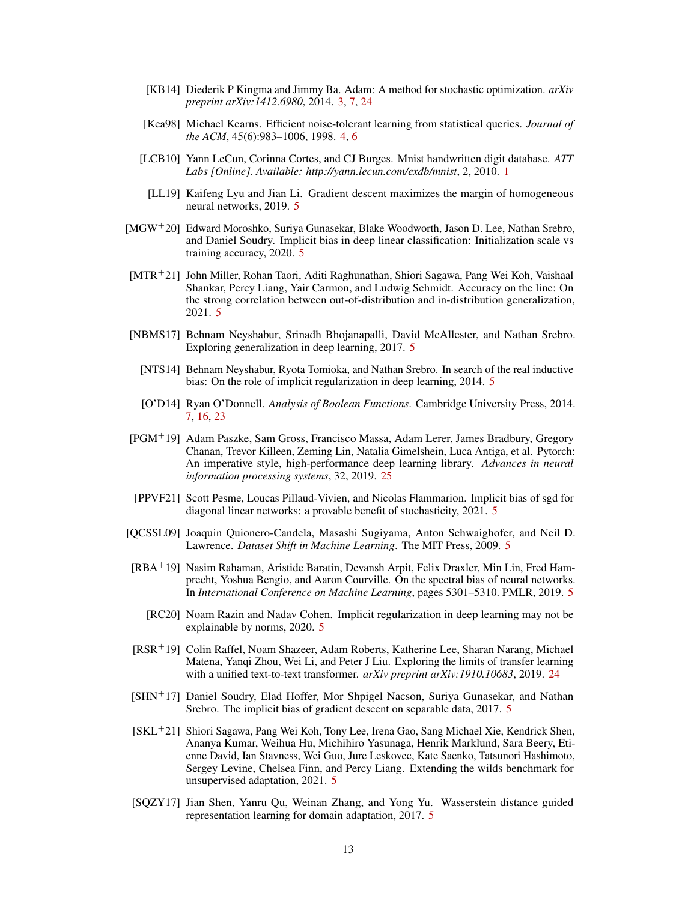[KB14] Diederik P Kingma and Jimmy Ba. Adam: A method for stochastic optimization. *arXiv preprint arXiv:1412.6980*, 2014. 3, 7, 24

[Kea98] Michael Kearns. Efficient noise-tolerant learning from statistical queries. *Journal of the ACM*, 45(6):983–1006, 1998. 4, 6

[LCB10] Yann LeCun, Corinna Cortes, and CJ Burges. Mnist handwritten digit database. *ATT Labs [Online]. Available: http://yann.lecun.com/exdb/mnist*, 2, 2010. 1

[LL19] Kaifeng Lyu and Jian Li. Gradient descent maximizes the margin of homogeneous neural networks, 2019. 5

[MGW+20] Edward Moroshko, Suriya Gunasekar, Blake Woodworth, Jason D. Lee, Nathan Srebro, and Daniel Soudry. Implicit bias in deep linear classification: Initialization scale vs training accuracy, 2020. 5

[MTR+21] John Miller, Rohan Taori, Aditi Raghunathan, Shiori Sagawa, Pang Wei Koh, Vaishaal Shankar, Percy Liang, Yair Carmon, and Ludwig Schmidt. Accuracy on the line: On the strong correlation between out-of-distribution and in-distribution generalization, 2021. 5

[NBMS17] Behnam Neyshabur, Srinadh Bhojanapalli, David McAllester, and Nathan Srebro. Exploring generalization in deep learning, 2017. 5

[NTS14] Behnam Neyshabur, Ryota Tomioka, and Nathan Srebro. In search of the real inductive bias: On the role of implicit regularization in deep learning, 2014. 5

[O'D14] Ryan O'Donnell. *Analysis of Boolean Functions*. Cambridge University Press, 2014. 7, 16, 23

[PGM+19] Adam Paszke, Sam Gross, Francisco Massa, Adam Lerer, James Bradbury, Gregory Chanan, Trevor Killeen, Zeming Lin, Natalia Gimelshein, Luca Antiga, et al. Pytorch: An imperative style, high-performance deep learning library. *Advances in neural information processing systems*, 32, 2019. 25

[PPVF21] Scott Pesme, Loucas Pillaud-Vivien, and Nicolas Flammarion. Implicit bias of sgd for diagonal linear networks: a provable benefit of stochasticity, 2021. 5

[QCSSL09] Joaquin Quionero-Candela, Masashi Sugiyama, Anton Schwaighofer, and Neil D. Lawrence. *Dataset Shift in Machine Learning*. The MIT Press, 2009. 5

[RBA+19] Nasim Rahaman, Aristide Baratin, Devansh Arpit, Felix Draxler, Min Lin, Fred Hamprecht, Yoshua Bengio, and Aaron Courville. On the spectral bias of neural networks. In *International Conference on Machine Learning*, pages 5301–5310. PMLR, 2019. 5

[RC20] Noam Razin and Nadav Cohen. Implicit regularization in deep learning may not be explainable by norms, 2020. 5

[RSR+19] Colin Raffel, Noam Shazeer, Adam Roberts, Katherine Lee, Sharan Narang, Michael Matena, Yanqi Zhou, Wei Li, and Peter J Liu. Exploring the limits of transfer learning with a unified text-to-text transformer. *arXiv preprint arXiv:1910.10683*, 2019. 24

[SHN+17] Daniel Soudry, Elad Hoffer, Mor Shpigel Nacson, Suriya Gunasekar, and Nathan Srebro. The implicit bias of gradient descent on separable data, 2017. 5

[SKL+21] Shiori Sagawa, Pang Wei Koh, Tony Lee, Irena Gao, Sang Michael Xie, Kendrick Shen, Ananya Kumar, Weihua Hu, Michihiro Yasunaga, Henrik Marklund, Sara Beery, Etienne David, Ian Stavness, Wei Guo, Jure Leskovec, Kate Saenko, Tatsunori Hashimoto, Sergey Levine, Chelsea Finn, and Percy Liang. Extending the wilds benchmark for unsupervised adaptation, 2021. 5

[SQZY17] Jian Shen, Yanru Qu, Weinan Zhang, and Yong Yu. Wasserstein distance guided representation learning for domain adaptation, 2017. 5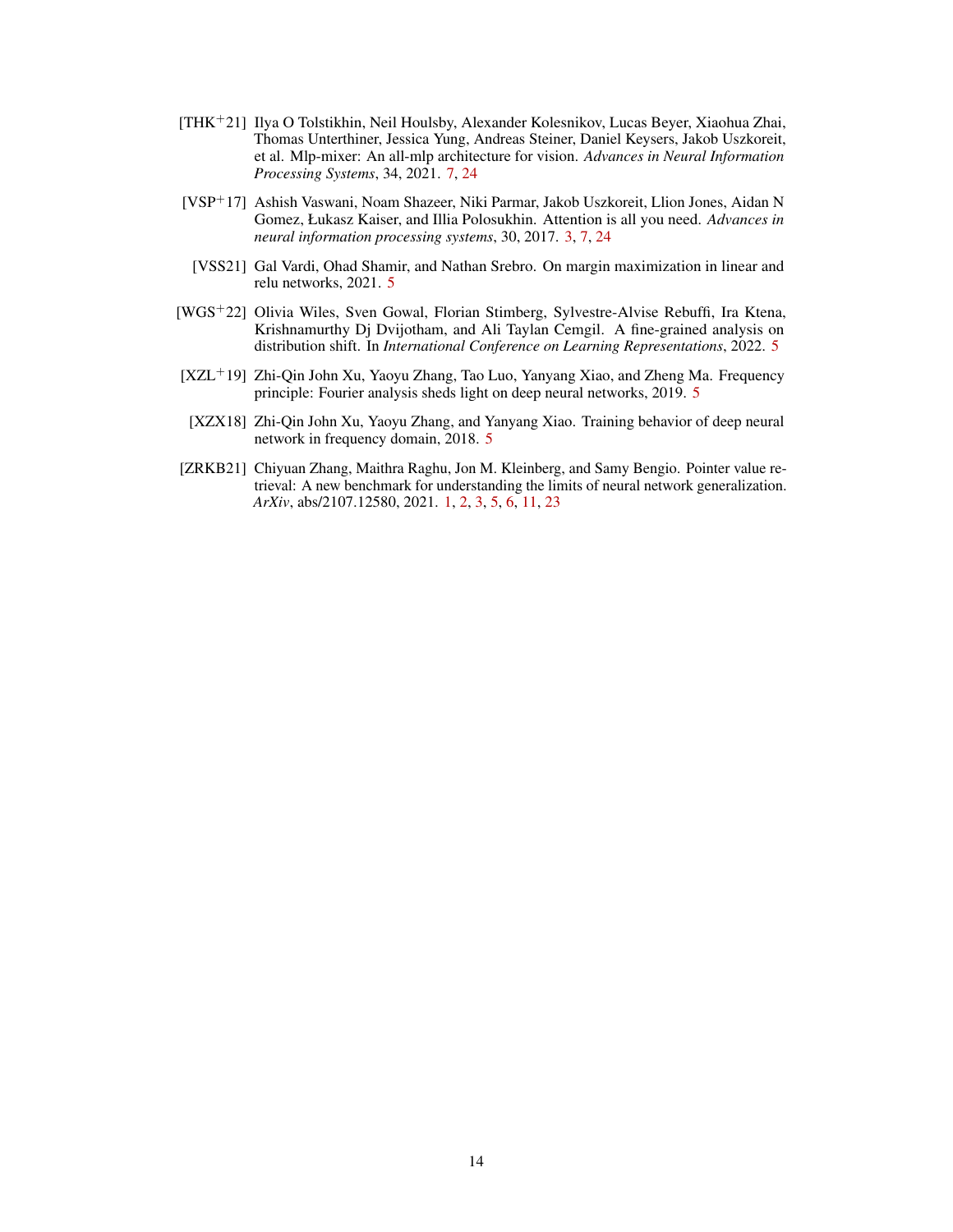[THK+21] Ilya O Tolstikhin, Neil Houlsby, Alexander Kolesnikov, Lucas Beyer, Xiaohua Zhai, Thomas Unterthiner, Jessica Yung, Andreas Steiner, Daniel Keysers, Jakob Uszkoreit, et al. Mlp-mixer: An all-mlp architecture for vision. *Advances in Neural Information Processing Systems*, 34, 2021. 7, 24

[VSP+17] Ashish Vaswani, Noam Shazeer, Niki Parmar, Jakob Uszkoreit, Llion Jones, Aidan N Gomez, Łukasz Kaiser, and Illia Polosukhin. Attention is all you need. *Advances in neural information processing systems*, 30, 2017. 3, 7, 24

[VSS21] Gal Vardi, Ohad Shamir, and Nathan Srebro. On margin maximization in linear and relu networks, 2021. 5

[WGS+22] Olivia Wiles, Sven Gowal, Florian Stimberg, Sylvestre-Alvise Rebuffi, Ira Ktena, Krishnamurthy Dj Dvijotham, and Ali Taylan Cemgil. A fine-grained analysis on distribution shift. In *International Conference on Learning Representations*, 2022. 5

[XZL+19] Zhi-Qin John Xu, Yaoyu Zhang, Tao Luo, Yanyang Xiao, and Zheng Ma. Frequency principle: Fourier analysis sheds light on deep neural networks, 2019. 5

[XZX18] Zhi-Qin John Xu, Yaoyu Zhang, and Yanyang Xiao. Training behavior of deep neural network in frequency domain, 2018. 5

[ZRKB21] Chiyuan Zhang, Maithra Raghu, Jon M. Kleinberg, and Samy Bengio. Pointer value retrieval: A new benchmark for understanding the limits of neural network generalization. *ArXiv*, abs/2107.12580, 2021. 1, 2, 3, 5, 6, 11, 23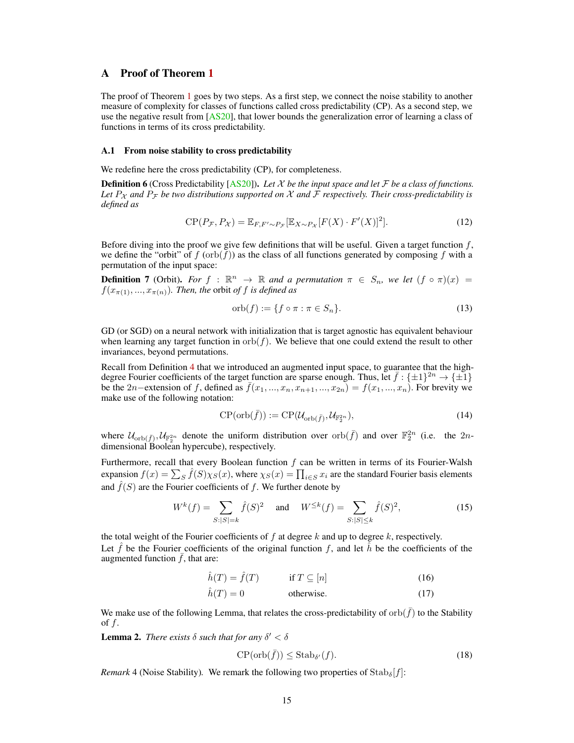# A Proof of Theorem 1

The proof of Theorem 1 goes by two steps. As a first step, we connect the noise stability to another measure of complexity for classes of functions called cross predictability (CP). As a second step, we use the negative result from [AS20], that lower bounds the generalization error of learning a class of functions in terms of its cross predictability.

## A.1 From noise stability to cross predictability

We redefine here the cross predictability (CP), for completeness.

**Definition 6** (Cross Predictability [AS20]). *Let $\mathcal{X}$ be the input space and let $\mathcal{F}$ be a class of functions. Let $P_{\mathcal{X}}$ and $P_{\mathcal{F}}$ be two distributions supported on $\mathcal{X}$ and $\mathcal{F}$ respectively. Their cross-predictability is defined as*

$$\mathrm{CP}(P_{\mathcal{F}}, P_{\mathcal{X}}) = \mathbb{E}_{F,F' \sim P_{\mathcal{F}}}[\mathbb{E}_{X \sim P_{\mathcal{X}}}[F(X) \cdot F'(X)]^2]. \tag{12}$$

Before diving into the proof we give few definitions that will be useful. Given a target function $f$, we define the "orbit" of $f$ ($\mathrm{orb}(f)$) as the class of all functions generated by composing $f$ with a permutation of the input space:

**Definition 7** (Orbit). *For $f : \mathbb{R}^n \to \mathbb{R}$ and a permutation $\pi \in S_n$, we let $(f \circ \pi)(x) = f(x_{\pi(1)}, ..., x_{\pi(n)})$. Then, the* orbit *of $f$ is defined as*

$$\mathrm{orb}(f) := \{f \circ \pi : \pi \in S_n\}. \tag{13}$$

GD (or SGD) on a neural network with initialization that is target agnostic has equivalent behaviour when learning any target function in $\mathrm{orb}(f)$. We believe that one could extend the result to other invariances, beyond permutations.

Recall from Definition 4 that we introduced an augmented input space, to guarantee that the high-degree Fourier coefficients of the target function are sparse enough. Thus, let $\bar{f} : \{\pm 1\}^{2n} \to \{\pm 1\}$ be the $2n-$extension of $f$, defined as $\bar{f}(x_1, ..., x_n, x_{n+1}, ..., x_{2n}) = f(x_1, ..., x_n)$. For brevity we make use of the following notation:

$$\mathrm{CP}(\mathrm{orb}(\bar{f})) := \mathrm{CP}(\mathcal{U}_{\mathrm{orb}(\bar{f})}, \mathcal{U}_{\mathbb{F}_2^{2n}}), \tag{14}$$

where $\mathcal{U}_{\mathrm{orb}(\bar{f})}, \mathcal{U}_{\mathbb{F}_2^{2n}}$ denote the uniform distribution over $\mathrm{orb}(\bar{f})$ and over $\mathbb{F}_2^{2n}$ (i.e. the $2n$-dimensional Boolean hypercube), respectively.

Furthermore, recall that every Boolean function $f$ can be written in terms of its Fourier-Walsh expansion $f(x) = \sum_S \hat{f}(S)\chi_S(x)$, where $\chi_S(x) = \prod_{i \in S} x_i$ are the standard Fourier basis elements and $\hat{f}(S)$ are the Fourier coefficients of $f$. We further denote by

$$W^k(f) = \sum_{S:|S|=k} \hat{f}(S)^2 \quad \text{and} \quad W^{\leq k}(f) = \sum_{S:|S| \leq k} \hat{f}(S)^2, \tag{15}$$

the total weight of the Fourier coefficients of $f$ at degree $k$ and up to degree $k$, respectively.
Let $\hat{f}$ be the Fourier coefficients of the original function $f$, and let $\hat{h}$ be the coefficients of the augmented function $\bar{f}$, that are:

$$\hat{h}(T) = \hat{f}(T) \qquad \text{if } T \subseteq [n] \tag{16}$$

$$\hat{h}(T) = 0 \qquad \text{otherwise.} \tag{17}$$

We make use of the following Lemma, that relates the cross-predictability of $\mathrm{orb}(\bar{f})$ to the Stability of $f$.

**Lemma 2.** *There exists $\delta$ such that for any $\delta' < \delta$*

$$\mathrm{CP}(\mathrm{orb}(\bar{f})) \leq \mathrm{Stab}_{\delta'}(f). \tag{18}$$

*Remark* 4 (Noise Stability). We remark the following two properties of $\mathrm{Stab}_\delta[f]$: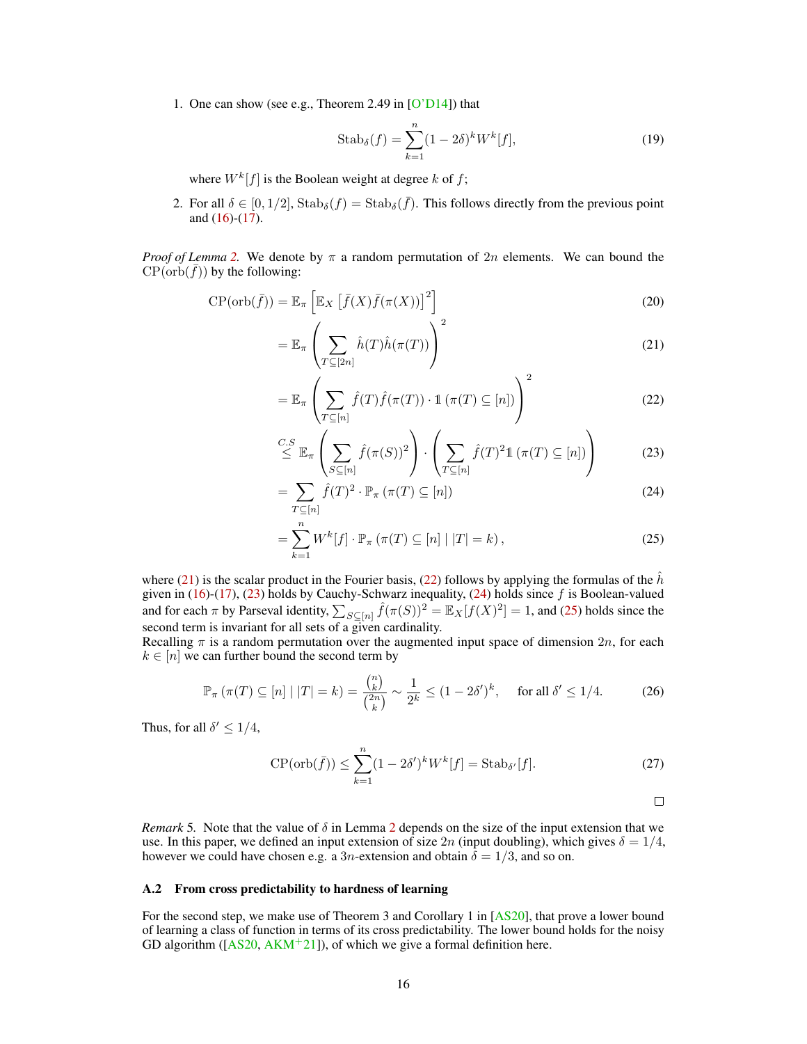1. One can show (see e.g., Theorem 2.49 in [O'D14]) that

$$\mathrm{Stab}_\delta(f) = \sum_{k=1}^{n} (1-2\delta)^k W^k[f], \tag{19}$$

   where $W^k[f]$ is the Boolean weight at degree $k$ of $f$;

2. For all $\delta \in [0, 1/2]$, $\mathrm{Stab}_\delta(f) = \mathrm{Stab}_\delta(\bar{f})$. This follows directly from the previous point and (16)-(17).

*Proof of Lemma 2.* We denote by $\pi$ a random permutation of $2n$ elements. We can bound the $\mathrm{CP}(\mathrm{orb}(\bar{f}))$ by the following:

$$\begin{aligned}
\mathrm{CP}(\mathrm{orb}(\bar{f})) &= \mathbb{E}_\pi \left[ \mathbb{E}_X \left[ \bar{f}(X) \bar{f}(\pi(X)) \right]^2 \right] && (20)\\
&= \mathbb{E}_\pi \left( \sum_{T \subseteq [2n]} \hat{h}(T) \hat{h}(\pi(T)) \right)^2 && (21)\\
&= \mathbb{E}_\pi \left( \sum_{T \subseteq [n]} \hat{f}(T) \hat{f}(\pi(T)) \cdot \mathbb{1}\left(\pi(T) \subseteq [n]\right) \right)^2 && (22)\\
&\overset{C.S}{\leq} \mathbb{E}_\pi \left( \sum_{S \subseteq [n]} \hat{f}(\pi(S))^2 \right) \cdot \left( \sum_{T \subseteq [n]} \hat{f}(T)^2 \mathbb{1}\left(\pi(T) \subseteq [n]\right) \right) && (23)\\
&= \sum_{T \subseteq [n]} \hat{f}(T)^2 \cdot \mathbb{P}_\pi \left(\pi(T) \subseteq [n]\right) && (24)\\
&= \sum_{k=1}^{n} W^k[f] \cdot \mathbb{P}_\pi \left(\pi(T) \subseteq [n] \mid |T| = k\right), && (25)
\end{aligned}$$

where (21) is the scalar product in the Fourier basis, (22) follows by applying the formulas of the $\hat{h}$ given in (16)-(17), (23) holds by Cauchy-Schwarz inequality, (24) holds since $f$ is Boolean-valued and for each $\pi$ by Parseval identity, $\sum_{S \subseteq [n]} \hat{f}(\pi(S))^2 = \mathbb{E}_X[f(X)^2] = 1$, and (25) holds since the second term is invariant for all sets of a given cardinality.
Recalling $\pi$ is a random permutation over the augmented input space of dimension $2n$, for each $k \in [n]$ we can further bound the second term by

$$\mathbb{P}_\pi \left(\pi(T) \subseteq [n] \mid |T| = k\right) = \frac{\binom{n}{k}}{\binom{2n}{k}} \sim \frac{1}{2^k} \leq (1-2\delta')^k, \quad \text{for all } \delta' \leq 1/4. \tag{26}$$

Thus, for all $\delta' \leq 1/4$,

$$\mathrm{CP}(\mathrm{orb}(\bar{f})) \leq \sum_{k=1}^{n} (1-2\delta')^k W^k[f] = \mathrm{Stab}_{\delta'}[f]. \tag{27}$$

□

*Remark 5.* Note that the value of $\delta$ in Lemma 2 depends on the size of the input extension that we use. In this paper, we defined an input extension of size $2n$ (input doubling), which gives $\delta = 1/4$, however we could have chosen e.g. a $3n$-extension and obtain $\delta = 1/3$, and so on.

### A.2 From cross predictability to hardness of learning

For the second step, we make use of Theorem 3 and Corollary 1 in [AS20], that prove a lower bound of learning a class of function in terms of its cross predictability. The lower bound holds for the noisy GD algorithm ([AS20, AKM+21]), of which we give a formal definition here.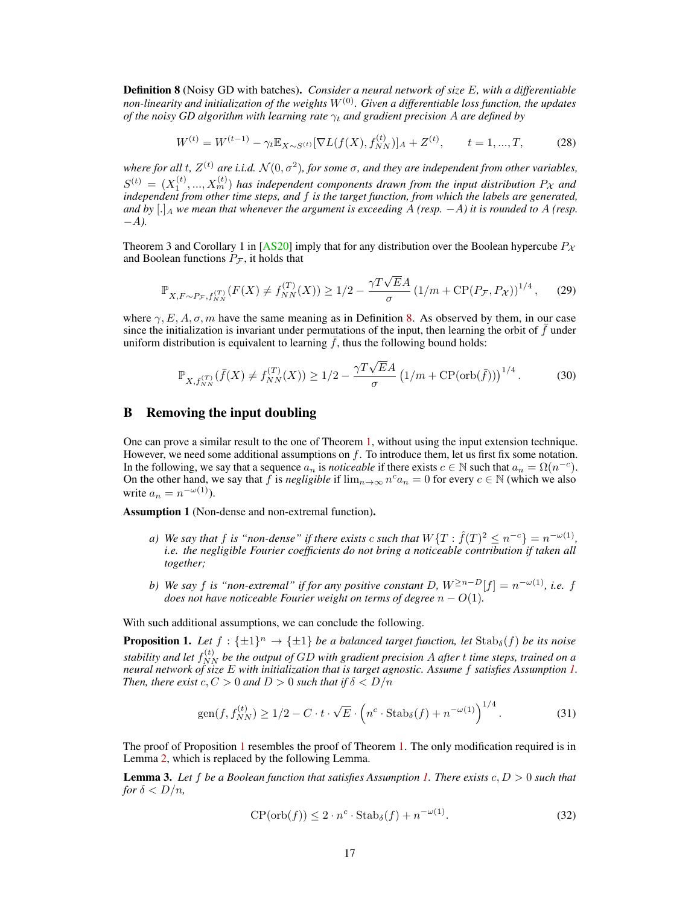**Definition 8** (Noisy GD with batches)**.** *Consider a neural network of size $E$, with a differentiable non-linearity and initialization of the weights $W^{(0)}$. Given a differentiable loss function, the updates of the noisy GD algorithm with learning rate $\gamma_t$ and gradient precision $A$ are defined by*

$$W^{(t)} = W^{(t-1)} - \gamma_t \mathbb{E}_{X \sim S^{(t)}}[\nabla L(f(X), f_{NN}^{(t)})]_A + Z^{(t)}, \qquad t = 1, ..., T, \tag{28}$$

*where for all $t$, $Z^{(t)}$ are i.i.d. $\mathcal{N}(0, \sigma^2)$, for some $\sigma$, and they are independent from other variables, $S^{(t)} = (X_1^{(t)}, ..., X_m^{(t)})$ has independent components drawn from the input distribution $P_{\mathcal{X}}$ and independent from other time steps, and $f$ is the target function, from which the labels are generated, and by $[.]_A$ we mean that whenever the argument is exceeding $A$ (resp. $-A$) it is rounded to $A$ (resp. $-A$).*

Theorem 3 and Corollary 1 in [AS20] imply that for any distribution over the Boolean hypercube $P_{\mathcal{X}}$ and Boolean functions $P_{\mathcal{F}}$, it holds that

$$\mathbb{P}_{X, F \sim P_{\mathcal{F}}, f_{NN}^{(T)}}(F(X) \neq f_{NN}^{(T)}(X)) \geq 1/2 - \frac{\gamma T \sqrt{E} A}{\sigma} \left(1/m + \mathrm{CP}(P_{\mathcal{F}}, P_{\mathcal{X}})\right)^{1/4}, \tag{29}$$

where $\gamma, E, A, \sigma, m$ have the same meaning as in Definition 8. As observed by them, in our case since the initialization is invariant under permutations of the input, then learning the orbit of $\bar{f}$ under uniform distribution is equivalent to learning $\bar{f}$, thus the following bound holds:

$$\mathbb{P}_{X, f_{NN}^{(T)}}(\bar{f}(X) \neq f_{NN}^{(T)}(X)) \geq 1/2 - \frac{\gamma T \sqrt{E} A}{\sigma} \left(1/m + \mathrm{CP}(\mathrm{orb}(\bar{f}))\right)^{1/4}. \tag{30}$$

## B Removing the input doubling

One can prove a similar result to the one of Theorem 1, without using the input extension technique. However, we need some additional assumptions on $f$. To introduce them, let us first fix some notation. In the following, we say that a sequence $a_n$ is *noticeable* if there exists $c \in \mathbb{N}$ such that $a_n = \Omega(n^{-c})$. On the other hand, we say that $f$ is *negligible* if $\lim_{n \to \infty} n^c a_n = 0$ for every $c \in \mathbb{N}$ (which we also write $a_n = n^{-\omega(1)}$).

**Assumption 1** (Non-dense and non-extremal function)**.**

*a) We say that $f$ is "non-dense" if there exists $c$ such that $W\{T : \hat{f}(T)^2 \leq n^{-c}\} = n^{-\omega(1)}$, i.e. the negligible Fourier coefficients do not bring a noticeable contribution if taken all together;*

*b) We say $f$ is "non-extremal" if for any positive constant $D$, $W^{\geq n-D}[f] = n^{-\omega(1)}$, i.e. $f$ does not have noticeable Fourier weight on terms of degree $n - O(1)$.*

With such additional assumptions, we can conclude the following.

**Proposition 1.** *Let $f : \{\pm 1\}^n \to \{\pm 1\}$ be a balanced target function, let $\mathrm{Stab}_\delta(f)$ be its noise stability and let $f_{NN}^{(t)}$ be the output of GD with gradient precision $A$ after $t$ time steps, trained on a neural network of size $E$ with initialization that is target agnostic. Assume $f$ satisfies Assumption 1. Then, there exist $c, C > 0$ and $D > 0$ such that if $\delta < D/n$*

$$\mathrm{gen}(f, f_{NN}^{(t)}) \geq 1/2 - C \cdot t \cdot \sqrt{E} \cdot \left(n^c \cdot \mathrm{Stab}_\delta(f) + n^{-\omega(1)}\right)^{1/4}. \tag{31}$$

The proof of Proposition 1 resembles the proof of Theorem 1. The only modification required is in Lemma 2, which is replaced by the following Lemma.

**Lemma 3.** *Let $f$ be a Boolean function that satisfies Assumption 1. There exists $c, D > 0$ such that for $\delta < D/n$,*

$$\mathrm{CP}(\mathrm{orb}(f)) \leq 2 \cdot n^c \cdot \mathrm{Stab}_\delta(f) + n^{-\omega(1)}. \tag{32}$$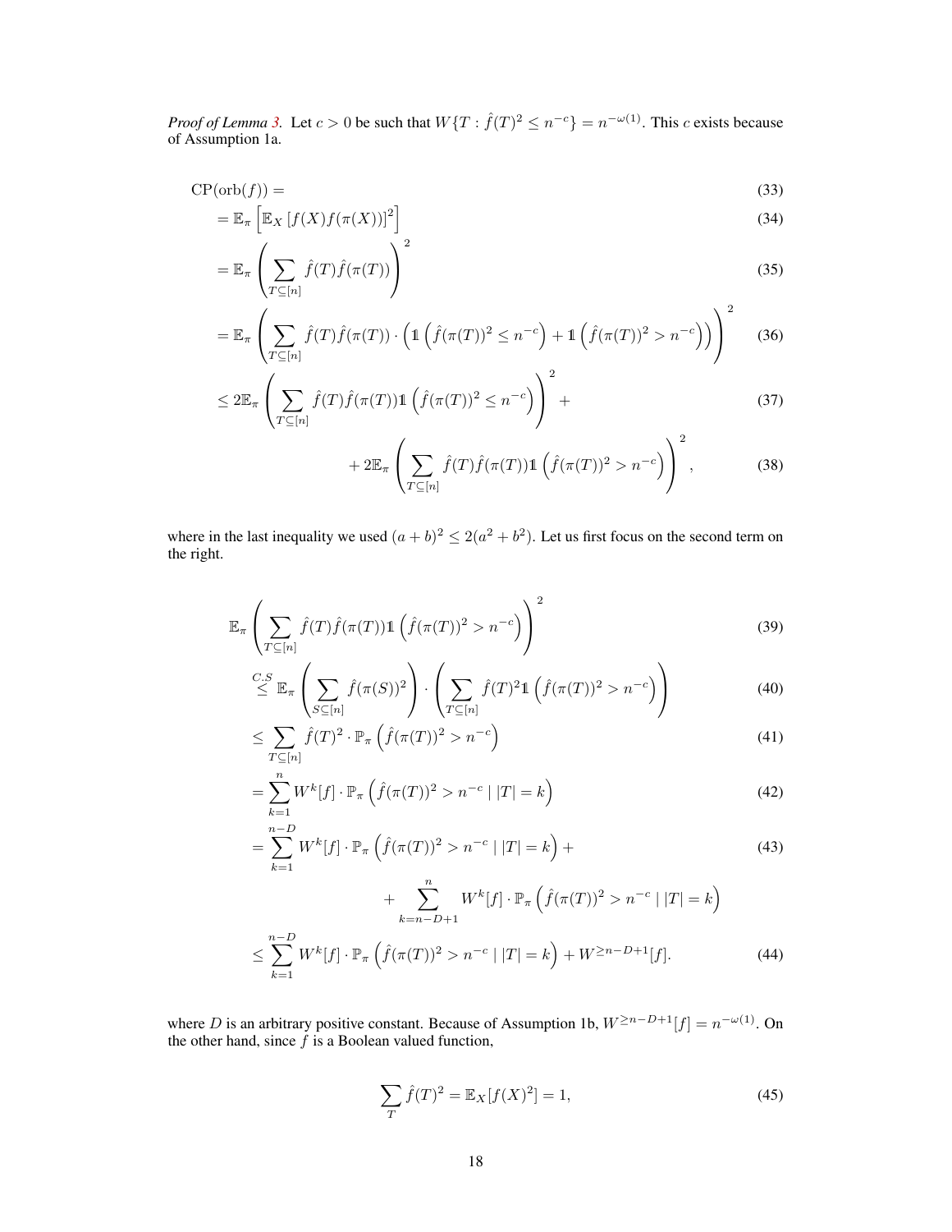*Proof of Lemma 3.* Let $c > 0$ be such that $W\{T : \hat{f}(T)^2 \leq n^{-c}\} = n^{-\omega(1)}$. This $c$ exists because of Assumption 1a.

$$
\begin{aligned}
&\mathrm{CP}(\mathrm{orb}(f)) = && (33)\\
&= \mathbb{E}_\pi \left[ \mathbb{E}_X \left[ f(X) f(\pi(X)) \right]^2 \right] && (34)\\
&= \mathbb{E}_\pi \left( \sum_{T \subseteq [n]} \hat{f}(T) \hat{f}(\pi(T)) \right)^2 && (35)\\
&= \mathbb{E}_\pi \left( \sum_{T \subseteq [n]} \hat{f}(T) \hat{f}(\pi(T)) \cdot \left( \mathbb{1}\left( \hat{f}(\pi(T))^2 \leq n^{-c} \right) + \mathbb{1}\left( \hat{f}(\pi(T))^2 > n^{-c} \right) \right) \right)^2 && (36)\\
&\leq 2\mathbb{E}_\pi \left( \sum_{T \subseteq [n]} \hat{f}(T) \hat{f}(\pi(T)) \mathbb{1}\left( \hat{f}(\pi(T))^2 \leq n^{-c} \right) \right)^2 + && (37)\\
&\qquad + 2\mathbb{E}_\pi \left( \sum_{T \subseteq [n]} \hat{f}(T) \hat{f}(\pi(T)) \mathbb{1}\left( \hat{f}(\pi(T))^2 > n^{-c} \right) \right)^2, && (38)
\end{aligned}
$$

where in the last inequality we used $(a + b)^2 \leq 2(a^2 + b^2)$. Let us first focus on the second term on the right.

$$
\begin{aligned}
&\mathbb{E}_\pi \left( \sum_{T \subseteq [n]} \hat{f}(T) \hat{f}(\pi(T)) \mathbb{1}\left( \hat{f}(\pi(T))^2 > n^{-c} \right) \right)^2 && (39)\\
&\overset{C.S}{\leq} \mathbb{E}_\pi \left( \sum_{S \subseteq [n]} \hat{f}(\pi(S))^2 \right) \cdot \left( \sum_{T \subseteq [n]} \hat{f}(T)^2 \mathbb{1}\left( \hat{f}(\pi(T))^2 > n^{-c} \right) \right) && (40)\\
&\leq \sum_{T \subseteq [n]} \hat{f}(T)^2 \cdot \mathbb{P}_\pi \left( \hat{f}(\pi(T))^2 > n^{-c} \right) && (41)\\
&= \sum_{k=1}^{n} W^k[f] \cdot \mathbb{P}_\pi \left( \hat{f}(\pi(T))^2 > n^{-c} \mid |T| = k \right) && (42)\\
&= \sum_{k=1}^{n-D} W^k[f] \cdot \mathbb{P}_\pi \left( \hat{f}(\pi(T))^2 > n^{-c} \mid |T| = k \right) + && (43)\\
&\qquad + \sum_{k=n-D+1}^{n} W^k[f] \cdot \mathbb{P}_\pi \left( \hat{f}(\pi(T))^2 > n^{-c} \mid |T| = k \right)\\
&\leq \sum_{k=1}^{n-D} W^k[f] \cdot \mathbb{P}_\pi \left( \hat{f}(\pi(T))^2 > n^{-c} \mid |T| = k \right) + W^{\geq n-D+1}[f]. && (44)
\end{aligned}
$$

where $D$ is an arbitrary positive constant. Because of Assumption 1b, $W^{\geq n-D+1}[f] = n^{-\omega(1)}$. On the other hand, since $f$ is a Boolean valued function,

$$
\sum_T \hat{f}(T)^2 = \mathbb{E}_X[f(X)^2] = 1, \tag{45}
$$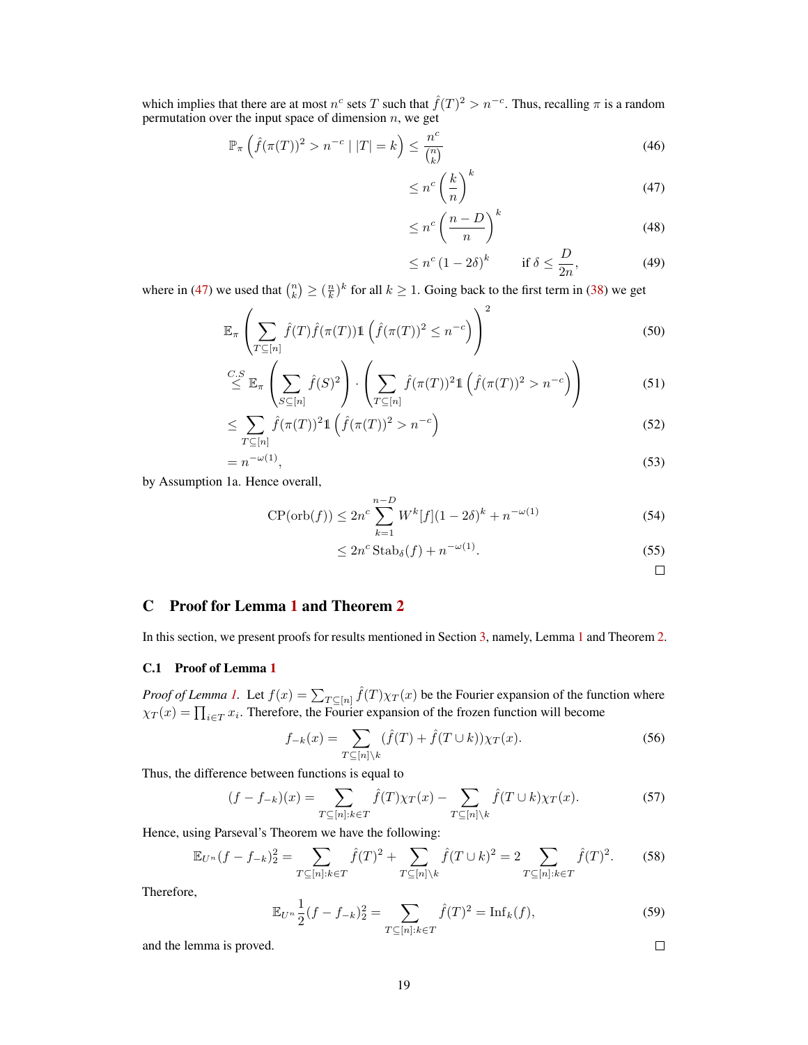which implies that there are at most $n^c$ sets $T$ such that $\hat{f}(T)^2 > n^{-c}$. Thus, recalling $\pi$ is a random permutation over the input space of dimension $n$, we get

$$\mathbb{P}_\pi\left(\hat{f}(\pi(T))^2 > n^{-c} \mid |T| = k\right) \leq \frac{n^c}{\binom{n}{k}} \tag{46}$$

$$\leq n^c \left(\frac{k}{n}\right)^k \tag{47}$$

$$\leq n^c \left(\frac{n-D}{n}\right)^k \tag{48}$$

$$\leq n^c (1-2\delta)^k \qquad \text{if } \delta \leq \frac{D}{2n}, \tag{49}$$

where in (47) we used that $\binom{n}{k} \geq (\frac{n}{k})^k$ for all $k \geq 1$. Going back to the first term in (38) we get

$$\mathbb{E}_\pi\left(\sum_{T\subseteq[n]} \hat{f}(T)\hat{f}(\pi(T))\mathbb{1}\left(\hat{f}(\pi(T))^2 \leq n^{-c}\right)\right)^2 \tag{50}$$

$$\overset{C.S}{\leq} \mathbb{E}_\pi\left(\sum_{S\subseteq[n]} \hat{f}(S)^2\right) \cdot \left(\sum_{T\subseteq[n]} \hat{f}(\pi(T))^2\mathbb{1}\left(\hat{f}(\pi(T))^2 > n^{-c}\right)\right) \tag{51}$$

$$\leq \sum_{T\subseteq[n]} \hat{f}(\pi(T))^2\mathbb{1}\left(\hat{f}(\pi(T))^2 > n^{-c}\right) \tag{52}$$

$$= n^{-\omega(1)}, \tag{53}$$

by Assumption 1a. Hence overall,

$$\text{CP}(\text{orb}(f)) \leq 2n^c \sum_{k=1}^{n-D} W^k[f](1-2\delta)^k + n^{-\omega(1)} \tag{54}$$

$$\leq 2n^c\,\text{Stab}_\delta(f) + n^{-\omega(1)}. \tag{55}$$

□

# C Proof for Lemma 1 and Theorem 2

In this section, we present proofs for results mentioned in Section 3, namely, Lemma 1 and Theorem 2.

## C.1 Proof of Lemma 1

*Proof of Lemma 1.* Let $f(x) = \sum_{T\subseteq[n]} \hat{f}(T)\chi_T(x)$ be the Fourier expansion of the function where $\chi_T(x) = \prod_{i\in T} x_i$. Therefore, the Fourier expansion of the frozen function will become

$$f_{-k}(x) = \sum_{T\subseteq[n]\setminus k} (\hat{f}(T) + \hat{f}(T\cup k))\chi_T(x). \tag{56}$$

Thus, the difference between functions is equal to

$$(f - f_{-k})(x) = \sum_{T\subseteq[n]:k\in T} \hat{f}(T)\chi_T(x) - \sum_{T\subseteq[n]\setminus k} \hat{f}(T\cup k)\chi_T(x). \tag{57}$$

Hence, using Parseval's Theorem we have the following:

$$\mathbb{E}_{U^n}(f - f_{-k})_2^2 = \sum_{T\subseteq[n]:k\in T} \hat{f}(T)^2 + \sum_{T\subseteq[n]\setminus k} \hat{f}(T\cup k)^2 = 2\sum_{T\subseteq[n]:k\in T} \hat{f}(T)^2. \tag{58}$$

Therefore,

$$\mathbb{E}_{U^n}\frac{1}{2}(f - f_{-k})_2^2 = \sum_{T\subseteq[n]:k\in T} \hat{f}(T)^2 = \text{Inf}_k(f), \tag{59}$$

and the lemma is proved.

□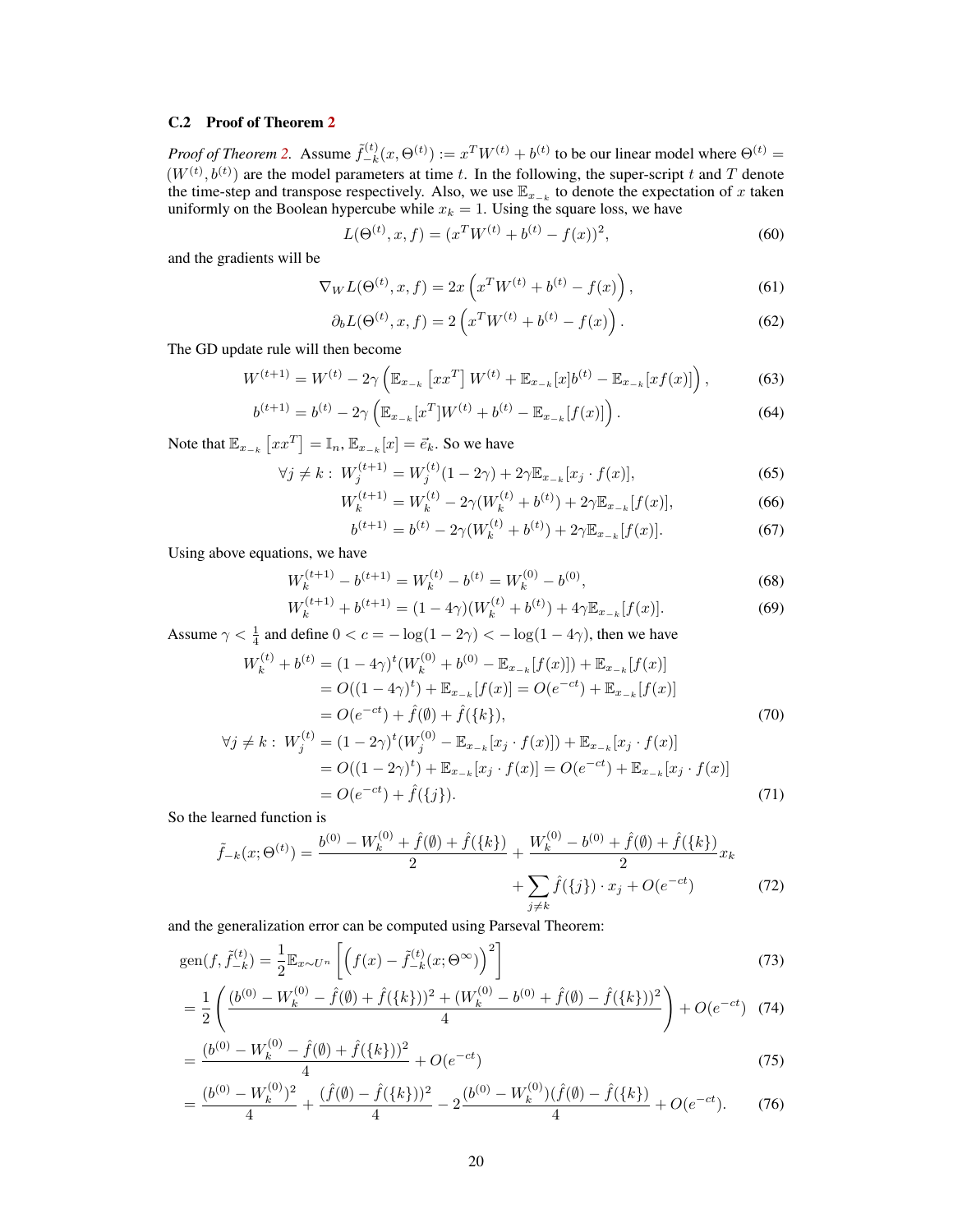### C.2 Proof of Theorem 2

*Proof of Theorem 2.* Assume $\tilde{f}_{-k}^{(t)}(x, \Theta^{(t)}) := x^T W^{(t)} + b^{(t)}$ to be our linear model where $\Theta^{(t)} = (W^{(t)}, b^{(t)})$ are the model parameters at time $t$. In the following, the super-script $t$ and $T$ denote the time-step and transpose respectively. Also, we use $\mathbb{E}_{x_{-k}}$ to denote the expectation of $x$ taken uniformly on the Boolean hypercube while $x_k = 1$. Using the square loss, we have

$$L(\Theta^{(t)}, x, f) = (x^T W^{(t)} + b^{(t)} - f(x))^2, \tag{60}$$

and the gradients will be

$$\nabla_W L(\Theta^{(t)}, x, f) = 2x\left(x^T W^{(t)} + b^{(t)} - f(x)\right), \tag{61}$$

$$\partial_b L(\Theta^{(t)}, x, f) = 2\left(x^T W^{(t)} + b^{(t)} - f(x)\right). \tag{62}$$

The GD update rule will then become

$$W^{(t+1)} = W^{(t)} - 2\gamma\left(\mathbb{E}_{x_{-k}}\left[xx^T\right] W^{(t)} + \mathbb{E}_{x_{-k}}[x] b^{(t)} - \mathbb{E}_{x_{-k}}[x f(x)]\right), \tag{63}$$

$$b^{(t+1)} = b^{(t)} - 2\gamma\left(\mathbb{E}_{x_{-k}}[x^T] W^{(t)} + b^{(t)} - \mathbb{E}_{x_{-k}}[f(x)]\right). \tag{64}$$

Note that $\mathbb{E}_{x_{-k}}\left[xx^T\right] = \mathbb{I}_n$, $\mathbb{E}_{x_{-k}}[x] = \vec{e}_k$. So we have

$$\forall j \neq k: \; W_j^{(t+1)} = W_j^{(t)}(1 - 2\gamma) + 2\gamma \mathbb{E}_{x_{-k}}[x_j \cdot f(x)], \tag{65}$$

$$W_k^{(t+1)} = W_k^{(t)} - 2\gamma(W_k^{(t)} + b^{(t)}) + 2\gamma \mathbb{E}_{x_{-k}}[f(x)], \tag{66}$$

$$b^{(t+1)} = b^{(t)} - 2\gamma(W_k^{(t)} + b^{(t)}) + 2\gamma \mathbb{E}_{x_{-k}}[f(x)]. \tag{67}$$

Using above equations, we have

$$W_k^{(t+1)} - b^{(t+1)} = W_k^{(t)} - b^{(t)} = W_k^{(0)} - b^{(0)}, \tag{68}$$

$$W_k^{(t+1)} + b^{(t+1)} = (1 - 4\gamma)(W_k^{(t)} + b^{(t)}) + 4\gamma \mathbb{E}_{x_{-k}}[f(x)]. \tag{69}$$

Assume $\gamma < \frac{1}{4}$ and define $0 < c = -\log(1 - 2\gamma) < -\log(1 - 4\gamma)$, then we have

$$\begin{aligned}
W_k^{(t)} + b^{(t)} &= (1 - 4\gamma)^t (W_k^{(0)} + b^{(0)} - \mathbb{E}_{x_{-k}}[f(x)]) + \mathbb{E}_{x_{-k}}[f(x)] \\
&= O((1 - 4\gamma)^t) + \mathbb{E}_{x_{-k}}[f(x)] = O(e^{-ct}) + \mathbb{E}_{x_{-k}}[f(x)] \\
&= O(e^{-ct}) + \hat{f}(\emptyset) + \hat{f}(\{k\}),
\end{aligned} \tag{70}$$

$$\begin{aligned}
\forall j \neq k: \; W_j^{(t)} &= (1 - 2\gamma)^t (W_j^{(0)} - \mathbb{E}_{x_{-k}}[x_j \cdot f(x)]) + \mathbb{E}_{x_{-k}}[x_j \cdot f(x)] \\
&= O((1 - 2\gamma)^t) + \mathbb{E}_{x_{-k}}[x_j \cdot f(x)] = O(e^{-ct}) + \mathbb{E}_{x_{-k}}[x_j \cdot f(x)] \\
&= O(e^{-ct}) + \hat{f}(\{j\}).
\end{aligned} \tag{71}$$

So the learned function is

$$\begin{aligned}
\tilde{f}_{-k}(x; \Theta^{(t)}) = \frac{b^{(0)} - W_k^{(0)} + \hat{f}(\emptyset) + \hat{f}(\{k\})}{2} &+ \frac{W_k^{(0)} - b^{(0)} + \hat{f}(\emptyset) + \hat{f}(\{k\})}{2} x_k \\
&+ \sum_{j \neq k} \hat{f}(\{j\}) \cdot x_j + O(e^{-ct})
\end{aligned} \tag{72}$$

and the generalization error can be computed using Parseval Theorem:

$$\text{gen}(f, \tilde{f}_{-k}^{(t)}) = \frac{1}{2}\mathbb{E}_{x \sim U^n}\left[\left(f(x) - \tilde{f}_{-k}^{(t)}(x; \Theta^{\infty})\right)^2\right] \tag{73}$$

$$= \frac{1}{2}\left(\frac{(b^{(0)} - W_k^{(0)} - \hat{f}(\emptyset) + \hat{f}(\{k\}))^2 + (W_k^{(0)} - b^{(0)} + \hat{f}(\emptyset) - \hat{f}(\{k\}))^2}{4}\right) + O(e^{-ct}) \tag{74}$$

$$= \frac{(b^{(0)} - W_k^{(0)} - \hat{f}(\emptyset) + \hat{f}(\{k\}))^2}{4} + O(e^{-ct}) \tag{75}$$

$$= \frac{(b^{(0)} - W_k^{(0)})^2}{4} + \frac{(\hat{f}(\emptyset) - \hat{f}(\{k\}))^2}{4} - 2\frac{(b^{(0)} - W_k^{(0)})(\hat{f}(\emptyset) - \hat{f}(\{k\})}{4} + O(e^{-ct}). \tag{76}$$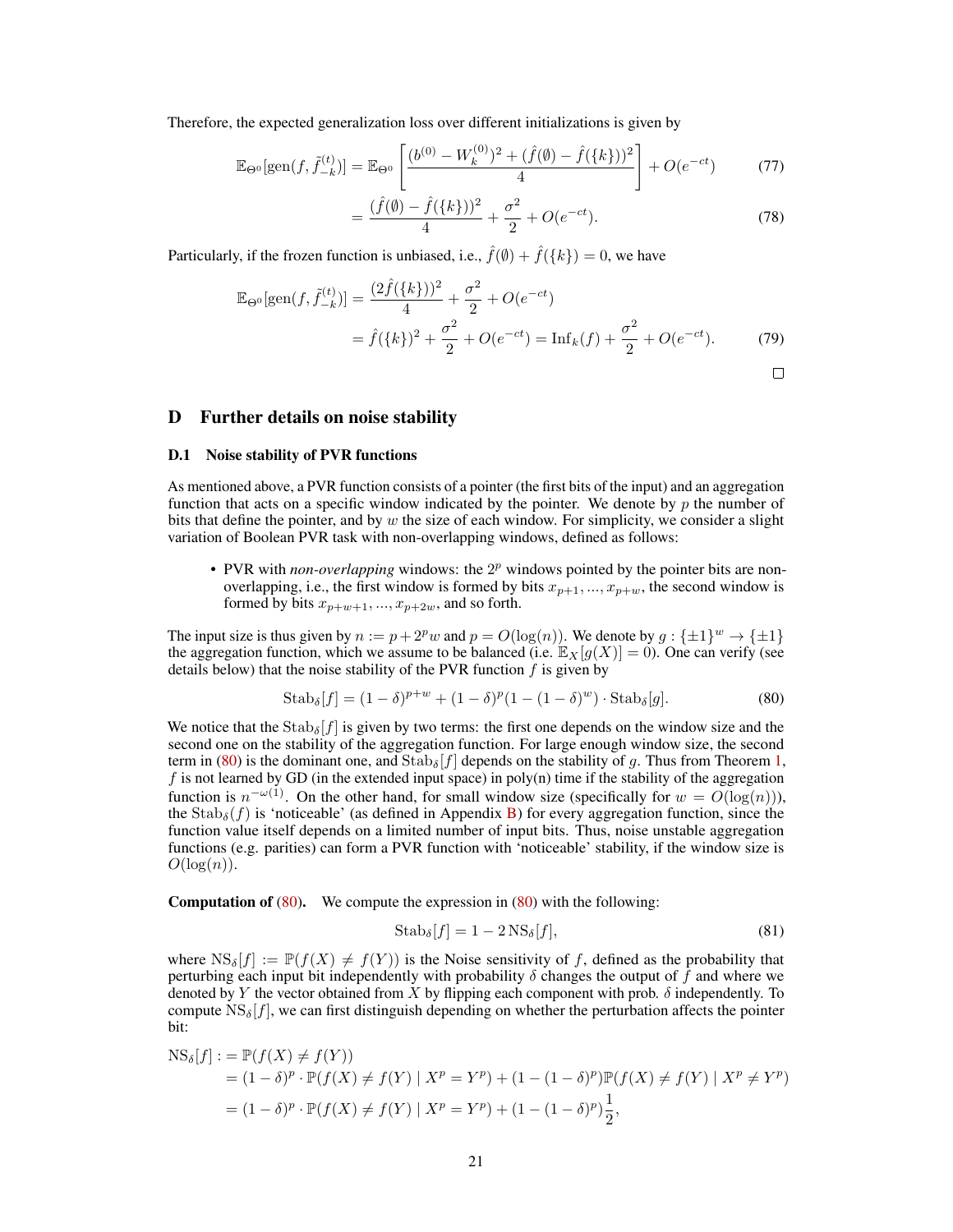Therefore, the expected generalization loss over different initializations is given by

$$\mathbb{E}_{\Theta^0}[\text{gen}(f, \tilde{f}^{(t)}_{-k})] = \mathbb{E}_{\Theta^0}\left[\frac{(b^{(0)} - W_k^{(0)})^2 + (\hat{f}(\emptyset) - \hat{f}(\{k\}))^2}{4}\right] + O(e^{-ct}) \tag{77}$$

$$= \frac{(\hat{f}(\emptyset) - \hat{f}(\{k\}))^2}{4} + \frac{\sigma^2}{2} + O(e^{-ct}). \tag{78}$$

Particularly, if the frozen function is unbiased, i.e., $\hat{f}(\emptyset) + \hat{f}(\{k\}) = 0$, we have

$$\begin{aligned}\mathbb{E}_{\Theta^0}[\text{gen}(f, \tilde{f}^{(t)}_{-k})] &= \frac{(2\hat{f}(\{k\}))^2}{4} + \frac{\sigma^2}{2} + O(e^{-ct}) \\ &= \hat{f}(\{k\})^2 + \frac{\sigma^2}{2} + O(e^{-ct}) = \text{Inf}_k(f) + \frac{\sigma^2}{2} + O(e^{-ct}).\end{aligned} \tag{79}$$

□

# D Further details on noise stability

## D.1 Noise stability of PVR functions

As mentioned above, a PVR function consists of a pointer (the first bits of the input) and an aggregation function that acts on a specific window indicated by the pointer. We denote by $p$ the number of bits that define the pointer, and by $w$ the size of each window. For simplicity, we consider a slight variation of Boolean PVR task with non-overlapping windows, defined as follows:

- PVR with *non-overlapping* windows: the $2^p$ windows pointed by the pointer bits are non-overlapping, i.e., the first window is formed by bits $x_{p+1}, ..., x_{p+w}$, the second window is formed by bits $x_{p+w+1}, ..., x_{p+2w}$, and so forth.

The input size is thus given by $n := p + 2^p w$ and $p = O(\log(n))$. We denote by $g : \{\pm 1\}^w \to \{\pm 1\}$ the aggregation function, which we assume to be balanced (i.e. $\mathbb{E}_X[g(X)] = 0$). One can verify (see details below) that the noise stability of the PVR function $f$ is given by

$$\text{Stab}_\delta[f] = (1-\delta)^{p+w} + (1-\delta)^p(1 - (1-\delta)^w) \cdot \text{Stab}_\delta[g]. \tag{80}$$

We notice that the $\text{Stab}_\delta[f]$ is given by two terms: the first one depends on the window size and the second one on the stability of the aggregation function. For large enough window size, the second term in (80) is the dominant one, and $\text{Stab}_\delta[f]$ depends on the stability of $g$. Thus from Theorem 1, $f$ is not learned by GD (in the extended input space) in poly(n) time if the stability of the aggregation function is $n^{-\omega(1)}$. On the other hand, for small window size (specifically for $w = O(\log(n))$), the $\text{Stab}_\delta(f)$ is 'noticeable' (as defined in Appendix B) for every aggregation function, since the function value itself depends on a limited number of input bits. Thus, noise unstable aggregation functions (e.g. parities) can form a PVR function with 'noticeable' stability, if the window size is $O(\log(n))$.

**Computation of (80).** We compute the expression in (80) with the following:

$$\text{Stab}_\delta[f] = 1 - 2\,\text{NS}_\delta[f], \tag{81}$$

where $\text{NS}_\delta[f] := \mathbb{P}(f(X) \neq f(Y))$ is the Noise sensitivity of $f$, defined as the probability that perturbing each input bit independently with probability $\delta$ changes the output of $f$ and where we denoted by $Y$ the vector obtained from $X$ by flipping each component with prob. $\delta$ independently. To compute $\text{NS}_\delta[f]$, we can first distinguish depending on whether the perturbation affects the pointer bit:

$$\begin{aligned}\text{NS}_\delta[f] :&= \mathbb{P}(f(X) \neq f(Y)) \\ &= (1-\delta)^p \cdot \mathbb{P}(f(X) \neq f(Y) \mid X^p = Y^p) + (1 - (1-\delta)^p)\mathbb{P}(f(X) \neq f(Y) \mid X^p \neq Y^p) \\ &= (1-\delta)^p \cdot \mathbb{P}(f(X) \neq f(Y) \mid X^p = Y^p) + (1 - (1-\delta)^p)\frac{1}{2},\end{aligned}$$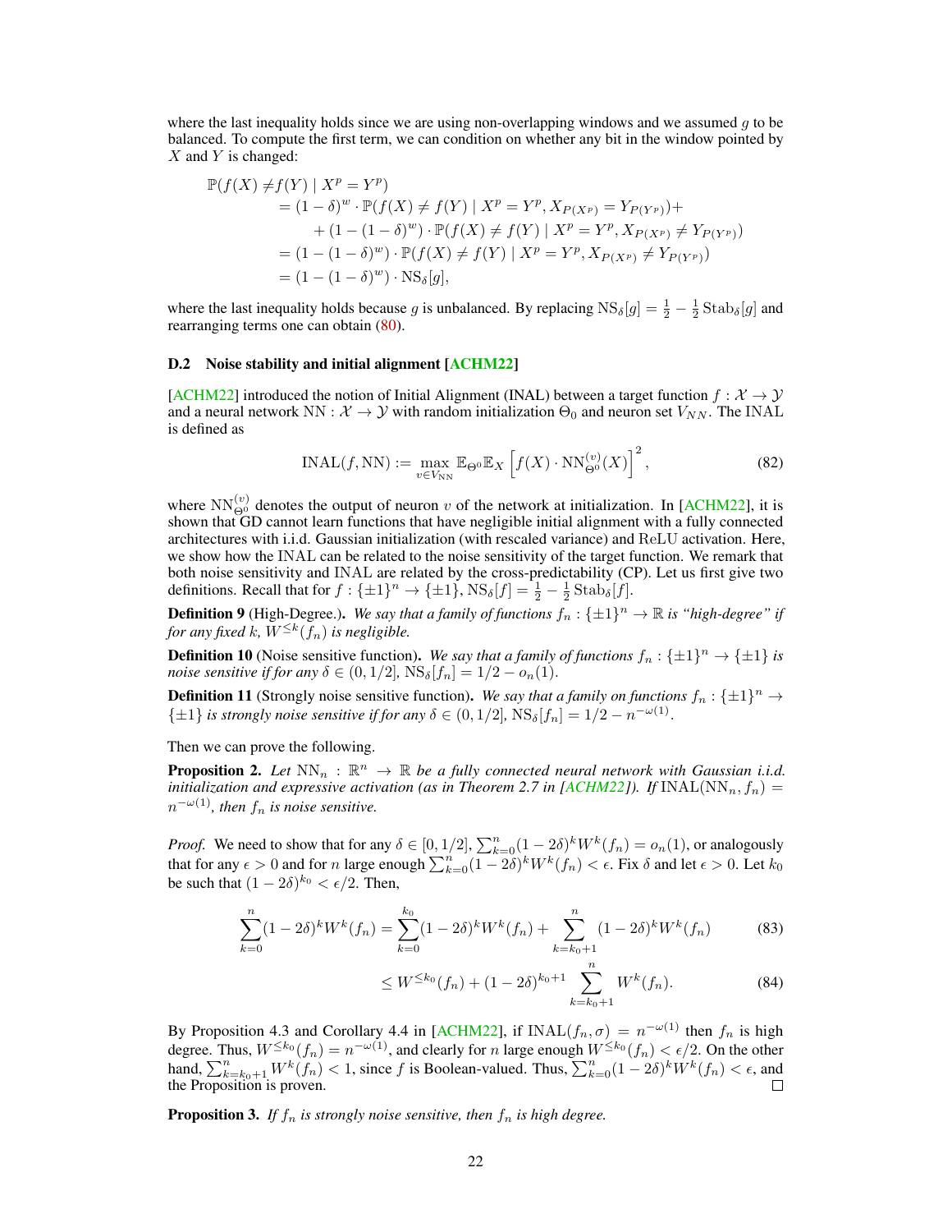where the last inequality holds since we are using non-overlapping windows and we assumed $g$ to be balanced. To compute the first term, we can condition on whether any bit in the window pointed by $X$ and $Y$ is changed:

$$
\begin{aligned}
\mathbb{P}(f(X) \neq & f(Y) \mid X^p = Y^p) \\
&= (1-\delta)^w \cdot \mathbb{P}(f(X) \neq f(Y) \mid X^p = Y^p, X_{P(X^p)} = Y_{P(Y^p)}) + \\
&\quad + (1-(1-\delta)^w) \cdot \mathbb{P}(f(X) \neq f(Y) \mid X^p = Y^p, X_{P(X^p)} \neq Y_{P(Y^p)}) \\
&= (1-(1-\delta)^w) \cdot \mathbb{P}(f(X) \neq f(Y) \mid X^p = Y^p, X_{P(X^p)} \neq Y_{P(Y^p)}) \\
&= (1-(1-\delta)^w) \cdot \mathrm{NS}_\delta[g],
\end{aligned}
$$

where the last inequality holds because $g$ is unbalanced. By replacing $\mathrm{NS}_\delta[g] = \frac{1}{2} - \frac{1}{2}\mathrm{Stab}_\delta[g]$ and rearranging terms one can obtain (80).

### D.2 Noise stability and initial alignment [ACHM22]

[ACHM22] introduced the notion of Initial Alignment (INAL) between a target function $f : \mathcal{X} \to \mathcal{Y}$ and a neural network $\mathrm{NN} : \mathcal{X} \to \mathcal{Y}$ with random initialization $\Theta_0$ and neuron set $V_{NN}$. The INAL is defined as

$$
\mathrm{INAL}(f, \mathrm{NN}) := \max_{v \in V_{\mathrm{NN}}} \mathbb{E}_{\Theta^0} \mathbb{E}_X \left[ f(X) \cdot \mathrm{NN}^{(v)}_{\Theta^0}(X) \right]^2, \tag{82}
$$

where $\mathrm{NN}^{(v)}_{\Theta^0}$ denotes the output of neuron $v$ of the network at initialization. In [ACHM22], it is shown that GD cannot learn functions that have negligible initial alignment with a fully connected architectures with i.i.d. Gaussian initialization (with rescaled variance) and ReLU activation. Here, we show how the INAL can be related to the noise sensitivity of the target function. We remark that both noise sensitivity and INAL are related by the cross-predictability (CP). Let us first give two definitions. Recall that for $f : \{\pm 1\}^n \to \{\pm 1\}$, $\mathrm{NS}_\delta[f] = \frac{1}{2} - \frac{1}{2}\mathrm{Stab}_\delta[f]$.

**Definition 9** (High-Degree.). *We say that a family of functions $f_n : \{\pm 1\}^n \to \mathbb{R}$ is "high-degree" if for any fixed $k$, $W^{\leq k}(f_n)$ is negligible.*

**Definition 10** (Noise sensitive function). *We say that a family of functions $f_n : \{\pm 1\}^n \to \{\pm 1\}$ is noise sensitive if for any $\delta \in (0, 1/2]$, $\mathrm{NS}_\delta[f_n] = 1/2 - o_n(1)$.*

**Definition 11** (Strongly noise sensitive function). *We say that a family on functions $f_n : \{\pm 1\}^n \to \{\pm 1\}$ is strongly noise sensitive if for any $\delta \in (0, 1/2]$, $\mathrm{NS}_\delta[f_n] = 1/2 - n^{-\omega(1)}$.*

Then we can prove the following.

**Proposition 2.** *Let $\mathrm{NN}_n : \mathbb{R}^n \to \mathbb{R}$ be a fully connected neural network with Gaussian i.i.d. initialization and expressive activation (as in Theorem 2.7 in [ACHM22]). If $\mathrm{INAL}(\mathrm{NN}_n, f_n) = n^{-\omega(1)}$, then $f_n$ is noise sensitive.*

*Proof.* We need to show that for any $\delta \in [0, 1/2]$, $\sum_{k=0}^n (1-2\delta)^k W^k(f_n) = o_n(1)$, or analogously that for any $\epsilon > 0$ and for $n$ large enough $\sum_{k=0}^n (1-2\delta)^k W^k(f_n) < \epsilon$. Fix $\delta$ and let $\epsilon > 0$. Let $k_0$ be such that $(1-2\delta)^{k_0} < \epsilon/2$. Then,

$$
\sum_{k=0}^n (1-2\delta)^k W^k(f_n) = \sum_{k=0}^{k_0} (1-2\delta)^k W^k(f_n) + \sum_{k=k_0+1}^{n} (1-2\delta)^k W^k(f_n) \tag{83}
$$

$$
\leq W^{\leq k_0}(f_n) + (1-2\delta)^{k_0+1} \sum_{k=k_0+1}^{n} W^k(f_n). \tag{84}
$$

By Proposition 4.3 and Corollary 4.4 in [ACHM22], if $\mathrm{INAL}(f_n, \sigma) = n^{-\omega(1)}$ then $f_n$ is high degree. Thus, $W^{\leq k_0}(f_n) = n^{-\omega(1)}$, and clearly for $n$ large enough $W^{\leq k_0}(f_n) < \epsilon/2$. On the other hand, $\sum_{k=k_0+1}^n W^k(f_n) < 1$, since $f$ is Boolean-valued. Thus, $\sum_{k=0}^n (1-2\delta)^k W^k(f_n) < \epsilon$, and the Proposition is proven. ∎

**Proposition 3.** *If $f_n$ is strongly noise sensitive, then $f_n$ is high degree.*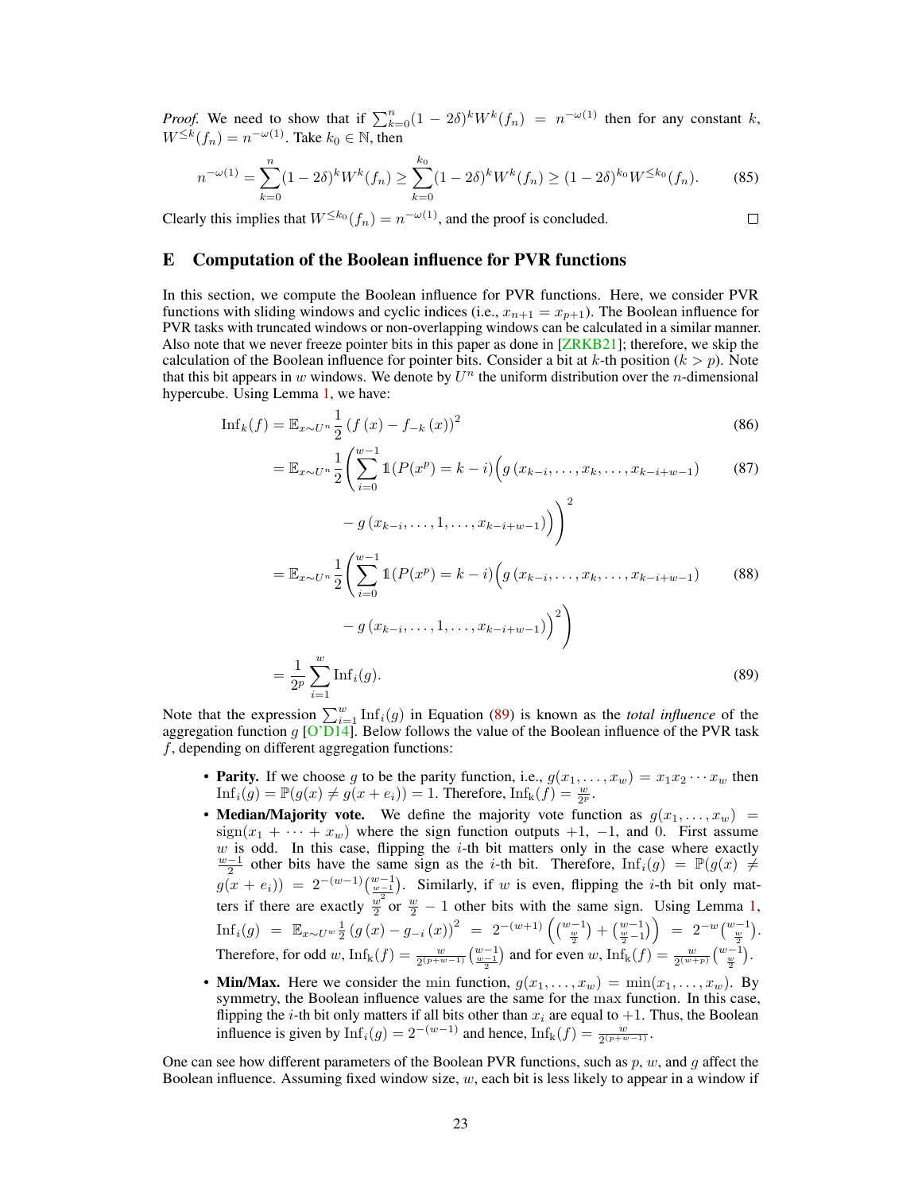*Proof.* We need to show that if $\sum_{k=0}^{n}(1-2\delta)^k W^k(f_n) = n^{-\omega(1)}$ then for any constant $k$, $W^{\leq k}(f_n) = n^{-\omega(1)}$. Take $k_0 \in \mathbb{N}$, then

$$n^{-\omega(1)} = \sum_{k=0}^{n}(1-2\delta)^k W^k(f_n) \geq \sum_{k=0}^{k_0}(1-2\delta)^k W^k(f_n) \geq (1-2\delta)^{k_0} W^{\leq k_0}(f_n). \tag{85}$$

Clearly this implies that $W^{\leq k_0}(f_n) = n^{-\omega(1)}$, and the proof is concluded. □

# E Computation of the Boolean influence for PVR functions

In this section, we compute the Boolean influence for PVR functions. Here, we consider PVR functions with sliding windows and cyclic indices (i.e., $x_{n+1} = x_{p+1}$). The Boolean influence for PVR tasks with truncated windows or non-overlapping windows can be calculated in a similar manner. Also note that we never freeze pointer bits in this paper as done in [ZRKB21]; therefore, we skip the calculation of the Boolean influence for pointer bits. Consider a bit at $k$-th position ($k > p$). Note that this bit appears in $w$ windows. We denote by $U^n$ the uniform distribution over the $n$-dimensional hypercube. Using Lemma 1, we have:

$$\mathrm{Inf}_k(f) = \mathbb{E}_{x\sim U^n}\frac{1}{2}\left(f(x) - f_{-k}(x)\right)^2 \tag{86}$$

$$= \mathbb{E}_{x\sim U^n}\frac{1}{2}\Bigg(\sum_{i=0}^{w-1}\mathbb{1}(P(x^p) = k-i)\Big(g(x_{k-i},\ldots,x_k,\ldots,x_{k-i+w-1}) - g(x_{k-i},\ldots,1,\ldots,x_{k-i+w-1})\Big)\Bigg)^2 \tag{87}$$

$$= \mathbb{E}_{x\sim U^n}\frac{1}{2}\Bigg(\sum_{i=0}^{w-1}\mathbb{1}(P(x^p) = k-i)\Big(g(x_{k-i},\ldots,x_k,\ldots,x_{k-i+w-1}) - g(x_{k-i},\ldots,1,\ldots,x_{k-i+w-1})\Big)^2\Bigg) \tag{88}$$

$$= \frac{1}{2^p}\sum_{i=1}^{w}\mathrm{Inf}_i(g). \tag{89}$$

Note that the expression $\sum_{i=1}^{w}\mathrm{Inf}_i(g)$ in Equation (89) is known as the *total influence* of the aggregation function $g$ [O'D14]. Below follows the value of the Boolean influence of the PVR task $f$, depending on different aggregation functions:

- **Parity.** If we choose $g$ to be the parity function, i.e., $g(x_1,\ldots,x_w) = x_1 x_2 \cdots x_w$ then $\mathrm{Inf}_i(g) = \mathbb{P}(g(x) \neq g(x+e_i)) = 1$. Therefore, $\mathrm{Inf_k}(f) = \frac{w}{2^p}$.
- **Median/Majority vote.** We define the majority vote function as $g(x_1,\ldots,x_w) = \mathrm{sign}(x_1 + \cdots + x_w)$ where the sign function outputs $+1$, $-1$, and $0$. First assume $w$ is odd. In this case, flipping the $i$-th bit matters only in the case where exactly $\frac{w-1}{2}$ other bits have the same sign as the $i$-th bit. Therefore, $\mathrm{Inf}_i(g) = \mathbb{P}(g(x) \neq g(x+e_i)) = 2^{-(w-1)}\binom{w-1}{\frac{w-1}{2}}$. Similarly, if $w$ is even, flipping the $i$-th bit only matters if there are exactly $\frac{w}{2}$ or $\frac{w}{2}-1$ other bits with the same sign. Using Lemma 1, $\mathrm{Inf}_i(g) = \mathbb{E}_{x\sim U^w}\frac{1}{2}\left(g(x) - g_{-i}(x)\right)^2 = 2^{-(w+1)}\left(\binom{w-1}{\frac{w}{2}} + \binom{w-1}{\frac{w}{2}-1}\right) = 2^{-w}\binom{w-1}{\frac{w}{2}}$. Therefore, for odd $w$, $\mathrm{Inf_k}(f) = \frac{w}{2^{(p+w-1)}}\binom{w-1}{\frac{w-1}{2}}$ and for even $w$, $\mathrm{Inf_k}(f) = \frac{w}{2^{(w+p)}}\binom{w-1}{\frac{w}{2}}$.
- **Min/Max.** Here we consider the min function, $g(x_1,\ldots,x_w) = \min(x_1,\ldots,x_w)$. By symmetry, the Boolean influence values are the same for the max function. In this case, flipping the $i$-th bit only matters if all bits other than $x_i$ are equal to $+1$. Thus, the Boolean influence is given by $\mathrm{Inf}_i(g) = 2^{-(w-1)}$ and hence, $\mathrm{Inf_k}(f) = \frac{w}{2^{(p+w-1)}}$.

One can see how different parameters of the Boolean PVR functions, such as $p$, $w$, and $g$ affect the Boolean influence. Assuming fixed window size, $w$, each bit is less likely to appear in a window if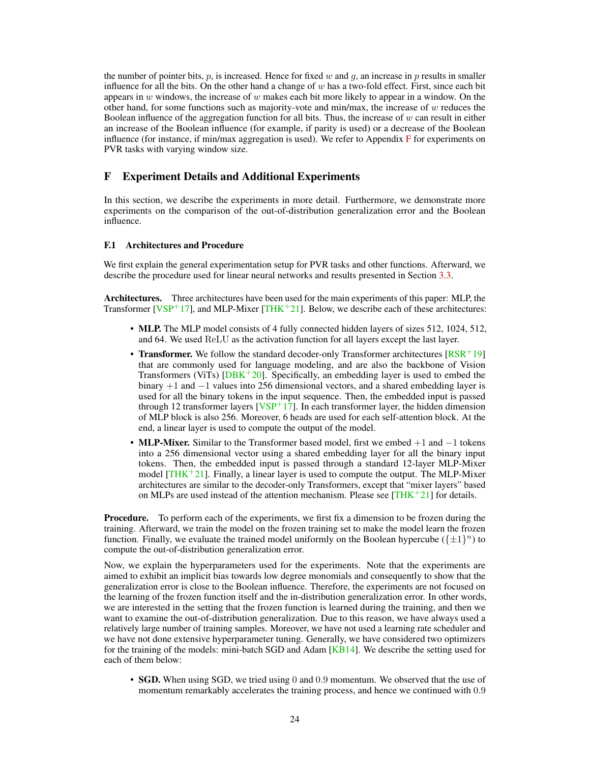the number of pointer bits, $p$, is increased. Hence for fixed $w$ and $g$, an increase in $p$ results in smaller influence for all the bits. On the other hand a change of $w$ has a two-fold effect. First, since each bit appears in $w$ windows, the increase of $w$ makes each bit more likely to appear in a window. On the other hand, for some functions such as majority-vote and min/max, the increase of $w$ reduces the Boolean influence of the aggregation function for all bits. Thus, the increase of $w$ can result in either an increase of the Boolean influence (for example, if parity is used) or a decrease of the Boolean influence (for instance, if min/max aggregation is used). We refer to Appendix F for experiments on PVR tasks with varying window size.

# F Experiment Details and Additional Experiments

In this section, we describe the experiments in more detail. Furthermore, we demonstrate more experiments on the comparison of the out-of-distribution generalization error and the Boolean influence.

## F.1 Architectures and Procedure

We first explain the general experimentation setup for PVR tasks and other functions. Afterward, we describe the procedure used for linear neural networks and results presented in Section 3.3.

**Architectures.** Three architectures have been used for the main experiments of this paper: MLP, the Transformer [VSP+17], and MLP-Mixer [THK+21]. Below, we describe each of these architectures:

- **MLP.** The MLP model consists of 4 fully connected hidden layers of sizes 512, 1024, 512, and 64. We used $\mathrm{ReLU}$ as the activation function for all layers except the last layer.
- **Transformer.** We follow the standard decoder-only Transformer architectures [RSR+19] that are commonly used for language modeling, and are also the backbone of Vision Transformers (ViTs) [DBK+20]. Specifically, an embedding layer is used to embed the binary $+1$ and $-1$ values into 256 dimensional vectors, and a shared embedding layer is used for all the binary tokens in the input sequence. Then, the embedded input is passed through 12 transformer layers [VSP+17]. In each transformer layer, the hidden dimension of MLP block is also 256. Moreover, 6 heads are used for each self-attention block. At the end, a linear layer is used to compute the output of the model.
- **MLP-Mixer.** Similar to the Transformer based model, first we embed $+1$ and $-1$ tokens into a 256 dimensional vector using a shared embedding layer for all the binary input tokens. Then, the embedded input is passed through a standard 12-layer MLP-Mixer model [THK+21]. Finally, a linear layer is used to compute the output. The MLP-Mixer architectures are similar to the decoder-only Transformers, except that "mixer layers" based on MLPs are used instead of the attention mechanism. Please see [THK+21] for details.

**Procedure.** To perform each of the experiments, we first fix a dimension to be frozen during the training. Afterward, we train the model on the frozen training set to make the model learn the frozen function. Finally, we evaluate the trained model uniformly on the Boolean hypercube ($\{\pm 1\}^n$) to compute the out-of-distribution generalization error.

Now, we explain the hyperparameters used for the experiments. Note that the experiments are aimed to exhibit an implicit bias towards low degree monomials and consequently to show that the generalization error is close to the Boolean influence. Therefore, the experiments are not focused on the learning of the frozen function itself and the in-distribution generalization error. In other words, we are interested in the setting that the frozen function is learned during the training, and then we want to examine the out-of-distribution generalization. Due to this reason, we have always used a relatively large number of training samples. Moreover, we have not used a learning rate scheduler and we have not done extensive hyperparameter tuning. Generally, we have considered two optimizers for the training of the models: mini-batch SGD and Adam [KB14]. We describe the setting used for each of them below:

- **SGD.** When using SGD, we tried using $0$ and $0.9$ momentum. We observed that the use of momentum remarkably accelerates the training process, and hence we continued with $0.9$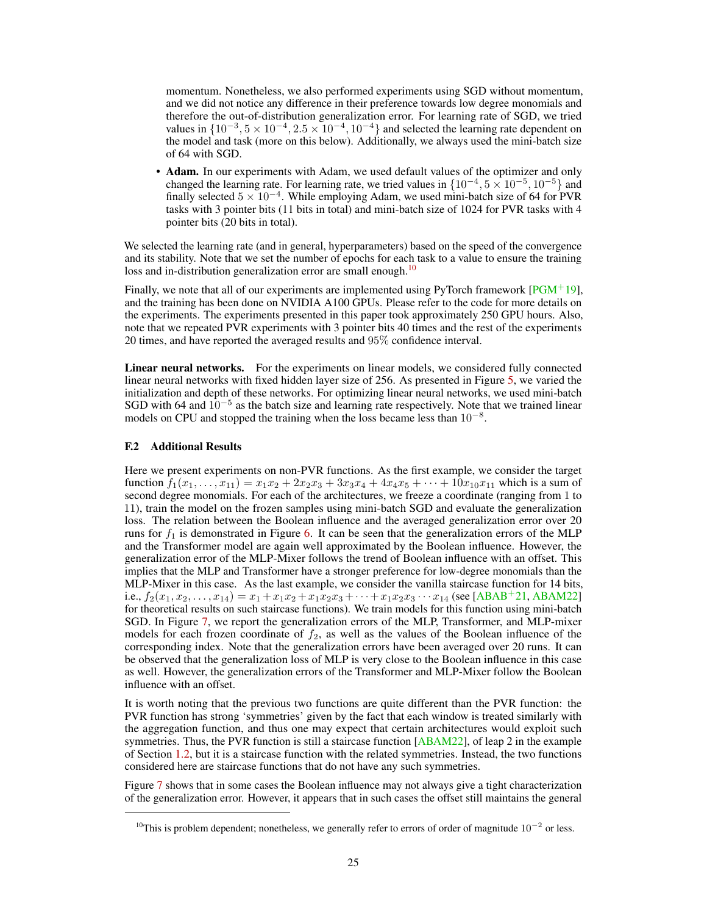momentum. Nonetheless, we also performed experiments using SGD without momentum, and we did not notice any difference in their preference towards low degree monomials and therefore the out-of-distribution generalization error. For learning rate of SGD, we tried values in $\{10^{-3}, 5 \times 10^{-4}, 2.5 \times 10^{-4}, 10^{-4}\}$ and selected the learning rate dependent on the model and task (more on this below). Additionally, we always used the mini-batch size of 64 with SGD.

- **Adam.** In our experiments with Adam, we used default values of the optimizer and only changed the learning rate. For learning rate, we tried values in $\{10^{-4}, 5 \times 10^{-5}, 10^{-5}\}$ and finally selected $5 \times 10^{-4}$. While employing Adam, we used mini-batch size of 64 for PVR tasks with 3 pointer bits (11 bits in total) and mini-batch size of 1024 for PVR tasks with 4 pointer bits (20 bits in total).

We selected the learning rate (and in general, hyperparameters) based on the speed of the convergence and its stability. Note that we set the number of epochs for each task to a value to ensure the training loss and in-distribution generalization error are small enough.[10]

Finally, we note that all of our experiments are implemented using PyTorch framework [PGM+19], and the training has been done on NVIDIA A100 GPUs. Please refer to the code for more details on the experiments. The experiments presented in this paper took approximately 250 GPU hours. Also, note that we repeated PVR experiments with 3 pointer bits 40 times and the rest of the experiments 20 times, and have reported the averaged results and 95% confidence interval.

**Linear neural networks.** For the experiments on linear models, we considered fully connected linear neural networks with fixed hidden layer size of 256. As presented in Figure 5, we varied the initialization and depth of these networks. For optimizing linear neural networks, we used mini-batch SGD with 64 and $10^{-5}$ as the batch size and learning rate respectively. Note that we trained linear models on CPU and stopped the training when the loss became less than $10^{-8}$.

### F.2 Additional Results

Here we present experiments on non-PVR functions. As the first example, we consider the target function $f_1(x_1, \ldots, x_{11}) = x_1x_2 + 2x_2x_3 + 3x_3x_4 + 4x_4x_5 + \cdots + 10x_{10}x_{11}$ which is a sum of second degree monomials. For each of the architectures, we freeze a coordinate (ranging from 1 to 11), train the model on the frozen samples using mini-batch SGD and evaluate the generalization loss. The relation between the Boolean influence and the averaged generalization error over 20 runs for $f_1$ is demonstrated in Figure 6. It can be seen that the generalization errors of the MLP and the Transformer model are again well approximated by the Boolean influence. However, the generalization error of the MLP-Mixer follows the trend of Boolean influence with an offset. This implies that the MLP and Transformer have a stronger preference for low-degree monomials than the MLP-Mixer in this case. As the last example, we consider the vanilla staircase function for 14 bits, i.e., $f_2(x_1, x_2, \ldots, x_{14}) = x_1 + x_1x_2 + x_1x_2x_3 + \cdots + x_1x_2x_3 \cdots x_{14}$ (see [ABAB+21, ABAM22] for theoretical results on such staircase functions). We train models for this function using mini-batch SGD. In Figure 7, we report the generalization errors of the MLP, Transformer, and MLP-mixer models for each frozen coordinate of $f_2$, as well as the values of the Boolean influence of the corresponding index. Note that the generalization errors have been averaged over 20 runs. It can be observed that the generalization loss of MLP is very close to the Boolean influence in this case as well. However, the generalization errors of the Transformer and MLP-Mixer follow the Boolean influence with an offset.

It is worth noting that the previous two functions are quite different than the PVR function: the PVR function has strong 'symmetries' given by the fact that each window is treated similarly with the aggregation function, and thus one may expect that certain architectures would exploit such symmetries. Thus, the PVR function is still a staircase function [ABAM22], of leap 2 in the example of Section 1.2, but it is a staircase function with the related symmetries. Instead, the two functions considered here are staircase functions that do not have any such symmetries.

Figure 7 shows that in some cases the Boolean influence may not always give a tight characterization of the generalization error. However, it appears that in such cases the offset still maintains the general

[10] This is problem dependent; nonetheless, we generally refer to errors of order of magnitude $10^{-2}$ or less.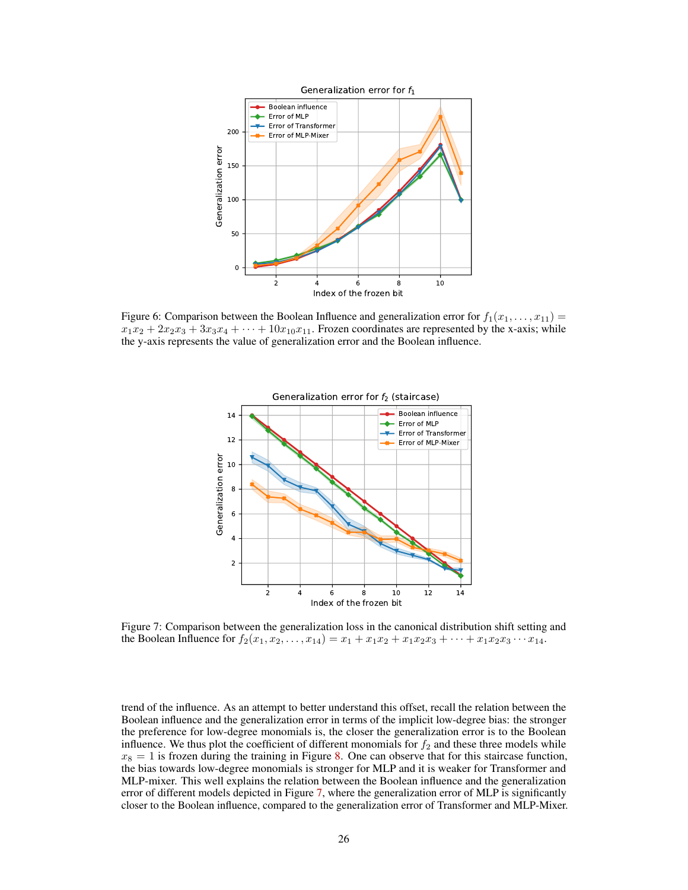Figure 6: Comparison between the Boolean Influence and generalization error for $f_1(x_1, \dots, x_{11}) = x_1 x_2 + 2x_2 x_3 + 3x_3 x_4 + \cdots + 10x_{10} x_{11}$. Frozen coordinates are represented by the x-axis; while the y-axis represents the value of generalization error and the Boolean influence.

Figure 7: Comparison between the generalization loss in the canonical distribution shift setting and the Boolean Influence for $f_2(x_1, x_2, \dots, x_{14}) = x_1 + x_1 x_2 + x_1 x_2 x_3 + \cdots + x_1 x_2 x_3 \cdots x_{14}$.

trend of the influence. As an attempt to better understand this offset, recall the relation between the Boolean influence and the generalization error in terms of the implicit low-degree bias: the stronger the preference for low-degree monomials is, the closer the generalization error is to the Boolean influence. We thus plot the coefficient of different monomials for $f_2$ and these three models while $x_8 = 1$ is frozen during the training in Figure 8. One can observe that for this staircase function, the bias towards low-degree monomials is stronger for MLP and it is weaker for Transformer and MLP-mixer. This well explains the relation between the Boolean influence and the generalization error of different models depicted in Figure 7, where the generalization error of MLP is significantly closer to the Boolean influence, compared to the generalization error of Transformer and MLP-Mixer.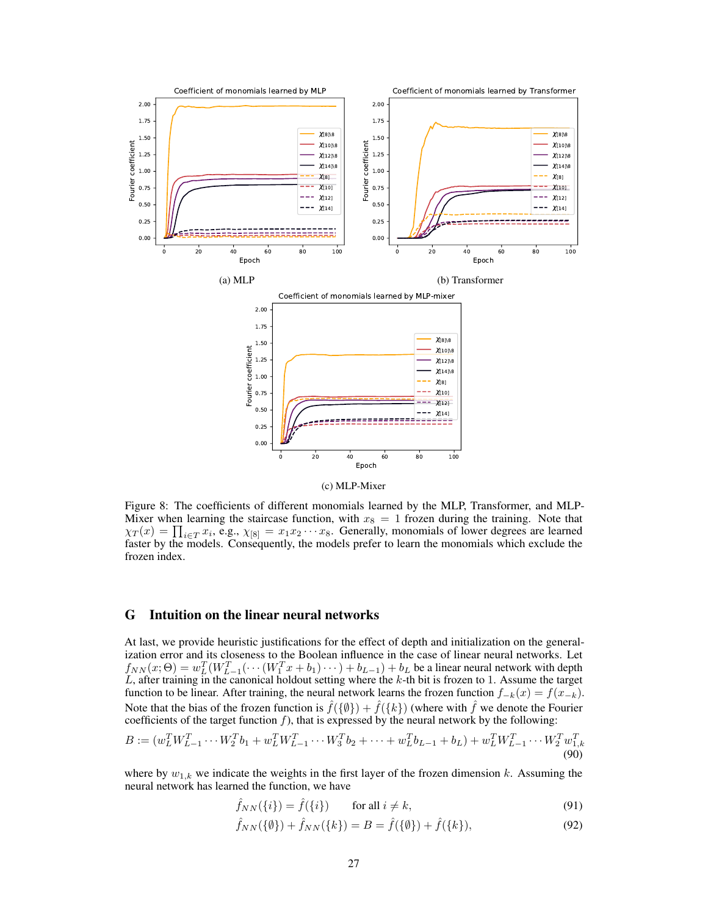(a) MLP

(b) Transformer

(c) MLP-Mixer

Figure 8: The coefficients of different monomials learned by the MLP, Transformer, and MLP-Mixer when learning the staircase function, with $x_8 = 1$ frozen during the training. Note that $\chi_T(x) = \prod_{i \in T} x_i$, e.g., $\chi_{[8]} = x_1 x_2 \cdots x_8$. Generally, monomials of lower degrees are learned faster by the models. Consequently, the models prefer to learn the monomials which exclude the frozen index.

## G Intuition on the linear neural networks

At last, we provide heuristic justifications for the effect of depth and initialization on the generalization error and its closeness to the Boolean influence in the case of linear neural networks. Let $f_{NN}(x; \Theta) = w_L^T (W_{L-1}^T (\cdots (W_1^T x + b_1) \cdots) + b_{L-1}) + b_L$ be a linear neural network with depth $L$, after training in the canonical holdout setting where the $k$-th bit is frozen to 1. Assume the target function to be linear. After training, the neural network learns the frozen function $f_{-k}(x) = f(x_{-k})$. Note that the bias of the frozen function is $\hat{f}(\{\emptyset\}) + \hat{f}(\{k\})$ (where with $\hat{f}$ we denote the Fourier coefficients of the target function $f$), that is expressed by the neural network by the following:

$$B := (w_L^T W_{L-1}^T \cdots W_2^T b_1 + w_L^T W_{L-1}^T \cdots W_3^T b_2 + \cdots + w_L^T b_{L-1} + b_L) + w_L^T W_{L-1}^T \cdots W_2^T w_{1,k}^T \tag{90}$$

where by $w_{1,k}$ we indicate the weights in the first layer of the frozen dimension $k$. Assuming the neural network has learned the function, we have

$$\hat{f}_{NN}(\{i\}) = \hat{f}(\{i\}) \qquad \text{for all } i \neq k, \tag{91}$$

$$\hat{f}_{NN}(\{\emptyset\}) + \hat{f}_{NN}(\{k\}) = B = \hat{f}(\{\emptyset\}) + \hat{f}(\{k\}), \tag{92}$$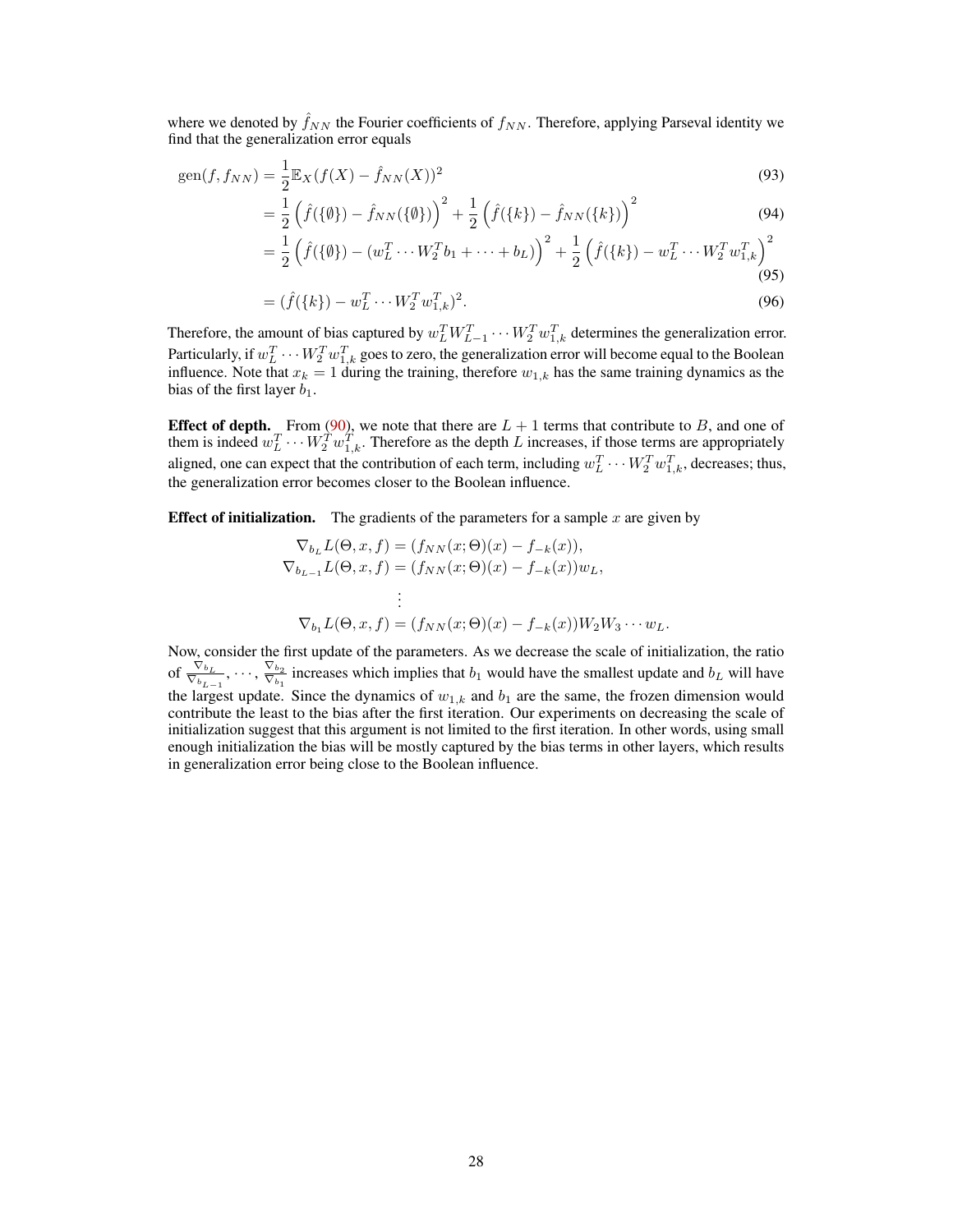where we denoted by $\hat{f}_{NN}$ the Fourier coefficients of $f_{NN}$. Therefore, applying Parseval identity we find that the generalization error equals

$$
\begin{aligned}
\text{gen}(f, f_{NN}) &= \frac{1}{2}\mathbb{E}_X(f(X) - \hat{f}_{NN}(X))^2 &(93)\\
&= \frac{1}{2}\left(\hat{f}(\{\emptyset\}) - \hat{f}_{NN}(\{\emptyset\})\right)^2 + \frac{1}{2}\left(\hat{f}(\{k\}) - \hat{f}_{NN}(\{k\})\right)^2 &(94)\\
&= \frac{1}{2}\left(\hat{f}(\{\emptyset\}) - (w_L^T \cdots W_2^T b_1 + \cdots + b_L)\right)^2 + \frac{1}{2}\left(\hat{f}(\{k\}) - w_L^T \cdots W_2^T w_{1,k}^T\right)^2 &(95)\\
&= (\hat{f}(\{k\}) - w_L^T \cdots W_2^T w_{1,k}^T)^2. &(96)
\end{aligned}
$$

Therefore, the amount of bias captured by $w_L^T W_{L-1}^T \cdots W_2^T w_{1,k}^T$ determines the generalization error. Particularly, if $w_L^T \cdots W_2^T w_{1,k}^T$ goes to zero, the generalization error will become equal to the Boolean influence. Note that $x_k = 1$ during the training, therefore $w_{1,k}$ has the same training dynamics as the bias of the first layer $b_1$.

**Effect of depth.** From (90), we note that there are $L + 1$ terms that contribute to $B$, and one of them is indeed $w_L^T \cdots W_2^T w_{1,k}^T$. Therefore as the depth $L$ increases, if those terms are appropriately aligned, one can expect that the contribution of each term, including $w_L^T \cdots W_2^T w_{1,k}^T$, decreases; thus, the generalization error becomes closer to the Boolean influence.

**Effect of initialization.** The gradients of the parameters for a sample $x$ are given by

$$
\begin{aligned}
\nabla_{b_L} L(\Theta, x, f) &= (f_{NN}(x;\Theta)(x) - f_{-k}(x)),\\
\nabla_{b_{L-1}} L(\Theta, x, f) &= (f_{NN}(x;\Theta)(x) - f_{-k}(x))w_L,\\
&\vdots\\
\nabla_{b_1} L(\Theta, x, f) &= (f_{NN}(x;\Theta)(x) - f_{-k}(x))W_2 W_3 \cdots w_L.
\end{aligned}
$$

Now, consider the first update of the parameters. As we decrease the scale of initialization, the ratio of $\frac{\nabla_{b_L}}{\nabla_{b_{L-1}}}, \cdots, \frac{\nabla_{b_2}}{\nabla_{b_1}}$ increases which implies that $b_1$ would have the smallest update and $b_L$ will have the largest update. Since the dynamics of $w_{1,k}$ and $b_1$ are the same, the frozen dimension would contribute the least to the bias after the first iteration. Our experiments on decreasing the scale of initialization suggest that this argument is not limited to the first iteration. In other words, using small enough initialization the bias will be mostly captured by the bias terms in other layers, which results in generalization error being close to the Boolean influence.